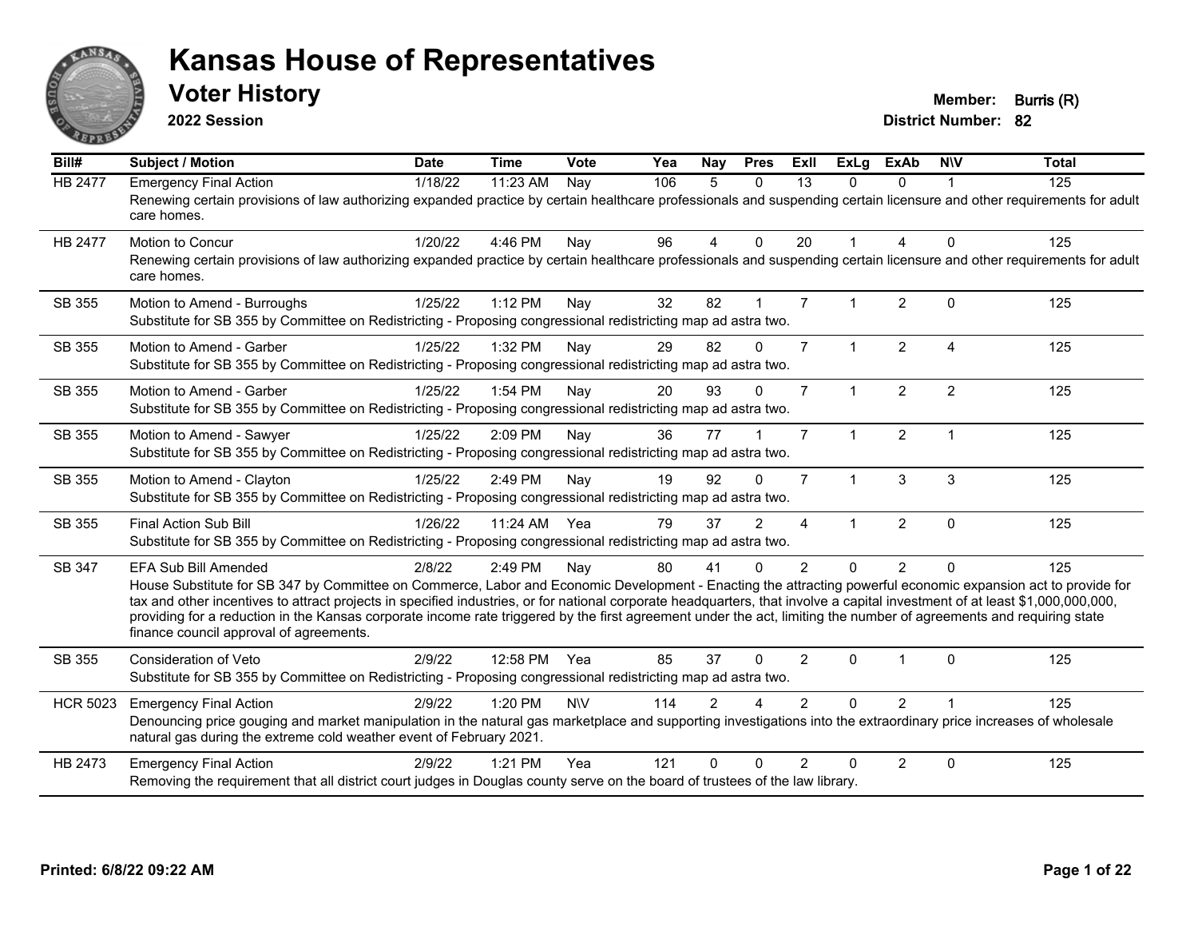# Kansas House of Representatives

## Voter History

**2022 Session**

**Member:** Burris (R)
**District Number:** 82

| Bill# | Subject / Motion | Date | Time | Vote | Yea | Nay | Pres | ExII | ExLg | ExAb | N\V | Total |
|---|---|---|---|---|---|---|---|---|---|---|---|---|
| HB 2477 | Emergency Final Action | 1/18/22 | 11:23 AM | Nay | 106 | 5 | 0 | 13 | 0 | 0 | 1 | 125 |
| | Renewing certain provisions of law authorizing expanded practice by certain healthcare professionals and suspending certain licensure and other requirements for adult care homes. | | | | | | | | | | | |
| HB 2477 | Motion to Concur | 1/20/22 | 4:46 PM | Nay | 96 | 4 | 0 | 20 | 1 | 4 | 0 | 125 |
| | Renewing certain provisions of law authorizing expanded practice by certain healthcare professionals and suspending certain licensure and other requirements for adult care homes. | | | | | | | | | | | |
| SB 355 | Motion to Amend - Burroughs | 1/25/22 | 1:12 PM | Nay | 32 | 82 | 1 | 7 | 1 | 2 | 0 | 125 |
| | Substitute for SB 355 by Committee on Redistricting - Proposing congressional redistricting map ad astra two. | | | | | | | | | | | |
| SB 355 | Motion to Amend - Garber | 1/25/22 | 1:32 PM | Nay | 29 | 82 | 0 | 7 | 1 | 2 | 4 | 125 |
| | Substitute for SB 355 by Committee on Redistricting - Proposing congressional redistricting map ad astra two. | | | | | | | | | | | |
| SB 355 | Motion to Amend - Garber | 1/25/22 | 1:54 PM | Nay | 20 | 93 | 0 | 7 | 1 | 2 | 2 | 125 |
| | Substitute for SB 355 by Committee on Redistricting - Proposing congressional redistricting map ad astra two. | | | | | | | | | | | |
| SB 355 | Motion to Amend - Sawyer | 1/25/22 | 2:09 PM | Nay | 36 | 77 | 1 | 7 | 1 | 2 | 1 | 125 |
| | Substitute for SB 355 by Committee on Redistricting - Proposing congressional redistricting map ad astra two. | | | | | | | | | | | |
| SB 355 | Motion to Amend - Clayton | 1/25/22 | 2:49 PM | Nay | 19 | 92 | 0 | 7 | 1 | 3 | 3 | 125 |
| | Substitute for SB 355 by Committee on Redistricting - Proposing congressional redistricting map ad astra two. | | | | | | | | | | | |
| SB 355 | Final Action Sub Bill | 1/26/22 | 11:24 AM | Yea | 79 | 37 | 2 | 4 | 1 | 2 | 0 | 125 |
| | Substitute for SB 355 by Committee on Redistricting - Proposing congressional redistricting map ad astra two. | | | | | | | | | | | |
| SB 347 | EFA Sub Bill Amended | 2/8/22 | 2:49 PM | Nay | 80 | 41 | 0 | 2 | 0 | 2 | 0 | 125 |
| | House Substitute for SB 347 by Committee on Commerce, Labor and Economic Development - Enacting the attracting powerful economic expansion act to provide for tax and other incentives to attract projects in specified industries, or for national corporate headquarters, that involve a capital investment of at least $1,000,000,000, providing for a reduction in the Kansas corporate income rate triggered by the first agreement under the act, limiting the number of agreements and requiring state finance council approval of agreements. | | | | | | | | | | | |
| SB 355 | Consideration of Veto | 2/9/22 | 12:58 PM | Yea | 85 | 37 | 0 | 2 | 0 | 1 | 0 | 125 |
| | Substitute for SB 355 by Committee on Redistricting - Proposing congressional redistricting map ad astra two. | | | | | | | | | | | |
| HCR 5023 | Emergency Final Action | 2/9/22 | 1:20 PM | N\V | 114 | 2 | 4 | 2 | 0 | 2 | 1 | 125 |
| | Denouncing price gouging and market manipulation in the natural gas marketplace and supporting investigations into the extraordinary price increases of wholesale natural gas during the extreme cold weather event of February 2021. | | | | | | | | | | | |
| HB 2473 | Emergency Final Action | 2/9/22 | 1:21 PM | Yea | 121 | 0 | 0 | 2 | 0 | 2 | 0 | 125 |
| | Removing the requirement that all district court judges in Douglas county serve on the board of trustees of the law library. | | | | | | | | | | | |

**Printed: 6/8/22 09:22 AM**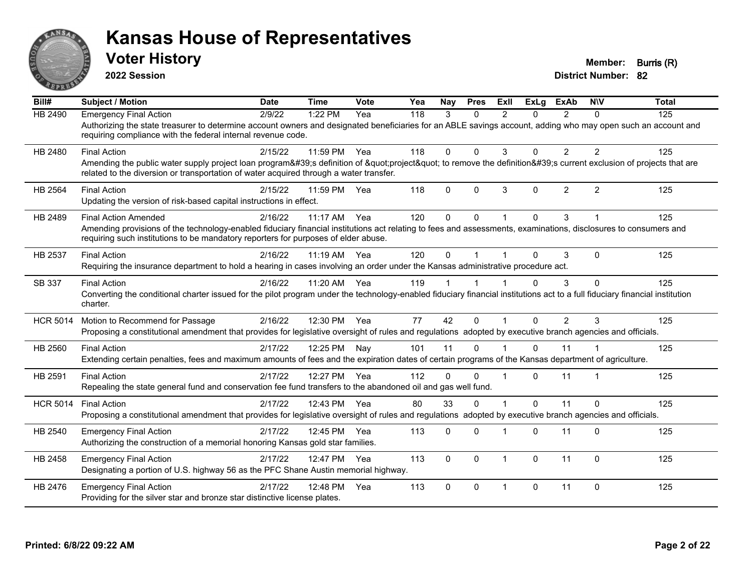# Kansas House of Representatives

## Voter History

**2022 Session**

**Member:** Burris (R)
**District Number:** 82

| Bill# | Subject / Motion | Date | Time | Vote | Yea | Nay | Pres | ExII | ExLg | ExAb | N\V | Total |
|---|---|---|---|---|---|---|---|---|---|---|---|---|
| HB 2490 | Emergency Final Action | 2/9/22 | 1:22 PM | Yea | 118 | 3 | 0 | 2 | 0 | 2 | 0 | 125 |
| | Authorizing the state treasurer to determine account owners and designated beneficiaries for an ABLE savings account, adding who may open such an account and requiring compliance with the federal internal revenue code. | | | | | | | | | | | |
| HB 2480 | Final Action | 2/15/22 | 11:59 PM | Yea | 118 | 0 | 0 | 3 | 0 | 2 | 2 | 125 |
| | Amending the public water supply project loan program&#39;s definition of &quot;project&quot; to remove the definition&#39;s current exclusion of projects that are related to the diversion or transportation of water acquired through a water transfer. | | | | | | | | | | | |
| HB 2564 | Final Action | 2/15/22 | 11:59 PM | Yea | 118 | 0 | 0 | 3 | 0 | 2 | 2 | 125 |
| | Updating the version of risk-based capital instructions in effect. | | | | | | | | | | | |
| HB 2489 | Final Action Amended | 2/16/22 | 11:17 AM | Yea | 120 | 0 | 0 | 1 | 0 | 3 | 1 | 125 |
| | Amending provisions of the technology-enabled fiduciary financial institutions act relating to fees and assessments, examinations, disclosures to consumers and requiring such institutions to be mandatory reporters for purposes of elder abuse. | | | | | | | | | | | |
| HB 2537 | Final Action | 2/16/22 | 11:19 AM | Yea | 120 | 0 | 1 | 1 | 0 | 3 | 0 | 125 |
| | Requiring the insurance department to hold a hearing in cases involving an order under the Kansas administrative procedure act. | | | | | | | | | | | |
| SB 337 | Final Action | 2/16/22 | 11:20 AM | Yea | 119 | 1 | 1 | 1 | 0 | 3 | 0 | 125 |
| | Converting the conditional charter issued for the pilot program under the technology-enabled fiduciary financial institutions act to a full fiduciary financial institution charter. | | | | | | | | | | | |
| HCR 5014 | Motion to Recommend for Passage | 2/16/22 | 12:30 PM | Yea | 77 | 42 | 0 | 1 | 0 | 2 | 3 | 125 |
| | Proposing a constitutional amendment that provides for legislative oversight of rules and regulations adopted by executive branch agencies and officials. | | | | | | | | | | | |
| HB 2560 | Final Action | 2/17/22 | 12:25 PM | Nay | 101 | 11 | 0 | 1 | 0 | 11 | 1 | 125 |
| | Extending certain penalties, fees and maximum amounts of fees and the expiration dates of certain programs of the Kansas department of agriculture. | | | | | | | | | | | |
| HB 2591 | Final Action | 2/17/22 | 12:27 PM | Yea | 112 | 0 | 0 | 1 | 0 | 11 | 1 | 125 |
| | Repealing the state general fund and conservation fee fund transfers to the abandoned oil and gas well fund. | | | | | | | | | | | |
| HCR 5014 | Final Action | 2/17/22 | 12:43 PM | Yea | 80 | 33 | 0 | 1 | 0 | 11 | 0 | 125 |
| | Proposing a constitutional amendment that provides for legislative oversight of rules and regulations adopted by executive branch agencies and officials. | | | | | | | | | | | |
| HB 2540 | Emergency Final Action | 2/17/22 | 12:45 PM | Yea | 113 | 0 | 0 | 1 | 0 | 11 | 0 | 125 |
| | Authorizing the construction of a memorial honoring Kansas gold star families. | | | | | | | | | | | |
| HB 2458 | Emergency Final Action | 2/17/22 | 12:47 PM | Yea | 113 | 0 | 0 | 1 | 0 | 11 | 0 | 125 |
| | Designating a portion of U.S. highway 56 as the PFC Shane Austin memorial highway. | | | | | | | | | | | |
| HB 2476 | Emergency Final Action | 2/17/22 | 12:48 PM | Yea | 113 | 0 | 0 | 1 | 0 | 11 | 0 | 125 |
| | Providing for the silver star and bronze star distinctive license plates. | | | | | | | | | | | |

**Printed: 6/8/22 09:22 AM**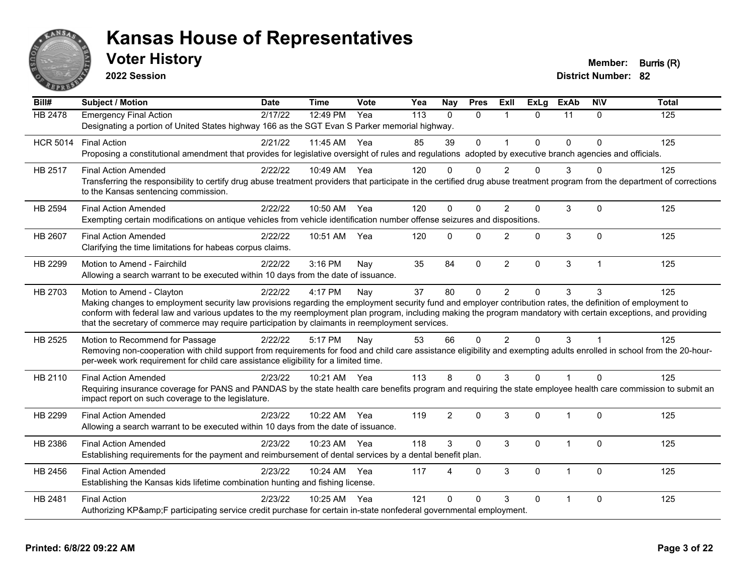# Kansas House of Representatives

## Voter History

**2022 Session**

**Member:** Burris (R)
**District Number:** 82

| Bill# | Subject / Motion | Date | Time | Vote | Yea | Nay | Pres | ExII | ExLg | ExAb | N\V | Total |
|---|---|---|---|---|---|---|---|---|---|---|---|---|
| HB 2478 | Emergency Final Action | 2/17/22 | 12:49 PM | Yea | 113 | 0 | 0 | 1 | 0 | 11 | 0 | 125 |
| | Designating a portion of United States highway 166 as the SGT Evan S Parker memorial highway. | | | | | | | | | | | |
| HCR 5014 | Final Action | 2/21/22 | 11:45 AM | Yea | 85 | 39 | 0 | 1 | 0 | 0 | 0 | 125 |
| | Proposing a constitutional amendment that provides for legislative oversight of rules and regulations adopted by executive branch agencies and officials. | | | | | | | | | | | |
| HB 2517 | Final Action Amended | 2/22/22 | 10:49 AM | Yea | 120 | 0 | 0 | 2 | 0 | 3 | 0 | 125 |
| | Transferring the responsibility to certify drug abuse treatment providers that participate in the certified drug abuse treatment program from the department of corrections to the Kansas sentencing commission. | | | | | | | | | | | |
| HB 2594 | Final Action Amended | 2/22/22 | 10:50 AM | Yea | 120 | 0 | 0 | 2 | 0 | 3 | 0 | 125 |
| | Exempting certain modifications on antique vehicles from vehicle identification number offense seizures and dispositions. | | | | | | | | | | | |
| HB 2607 | Final Action Amended | 2/22/22 | 10:51 AM | Yea | 120 | 0 | 0 | 2 | 0 | 3 | 0 | 125 |
| | Clarifying the time limitations for habeas corpus claims. | | | | | | | | | | | |
| HB 2299 | Motion to Amend - Fairchild | 2/22/22 | 3:16 PM | Nay | 35 | 84 | 0 | 2 | 0 | 3 | 1 | 125 |
| | Allowing a search warrant to be executed within 10 days from the date of issuance. | | | | | | | | | | | |
| HB 2703 | Motion to Amend - Clayton | 2/22/22 | 4:17 PM | Nay | 37 | 80 | 0 | 2 | 0 | 3 | 3 | 125 |
| | Making changes to employment security law provisions regarding the employment security fund and employer contribution rates, the definition of employment to conform with federal law and various updates to the my reemployment plan program, including making the program mandatory with certain exceptions, and providing that the secretary of commerce may require participation by claimants in reemployment services. | | | | | | | | | | | |
| HB 2525 | Motion to Recommend for Passage | 2/22/22 | 5:17 PM | Nay | 53 | 66 | 0 | 2 | 0 | 3 | 1 | 125 |
| | Removing non-cooperation with child support from requirements for food and child care assistance eligibility and exempting adults enrolled in school from the 20-hour-per-week work requirement for child care assistance eligibility for a limited time. | | | | | | | | | | | |
| HB 2110 | Final Action Amended | 2/23/22 | 10:21 AM | Yea | 113 | 8 | 0 | 3 | 0 | 1 | 0 | 125 |
| | Requiring insurance coverage for PANS and PANDAS by the state health care benefits program and requiring the state employee health care commission to submit an impact report on such coverage to the legislature. | | | | | | | | | | | |
| HB 2299 | Final Action Amended | 2/23/22 | 10:22 AM | Yea | 119 | 2 | 0 | 3 | 0 | 1 | 0 | 125 |
| | Allowing a search warrant to be executed within 10 days from the date of issuance. | | | | | | | | | | | |
| HB 2386 | Final Action Amended | 2/23/22 | 10:23 AM | Yea | 118 | 3 | 0 | 3 | 0 | 1 | 0 | 125 |
| | Establishing requirements for the payment and reimbursement of dental services by a dental benefit plan. | | | | | | | | | | | |
| HB 2456 | Final Action Amended | 2/23/22 | 10:24 AM | Yea | 117 | 4 | 0 | 3 | 0 | 1 | 0 | 125 |
| | Establishing the Kansas kids lifetime combination hunting and fishing license. | | | | | | | | | | | |
| HB 2481 | Final Action | 2/23/22 | 10:25 AM | Yea | 121 | 0 | 0 | 3 | 0 | 1 | 0 | 125 |
| | Authorizing KP&amp;F participating service credit purchase for certain in-state nonfederal governmental employment. | | | | | | | | | | | |

**Printed: 6/8/22 09:22 AM**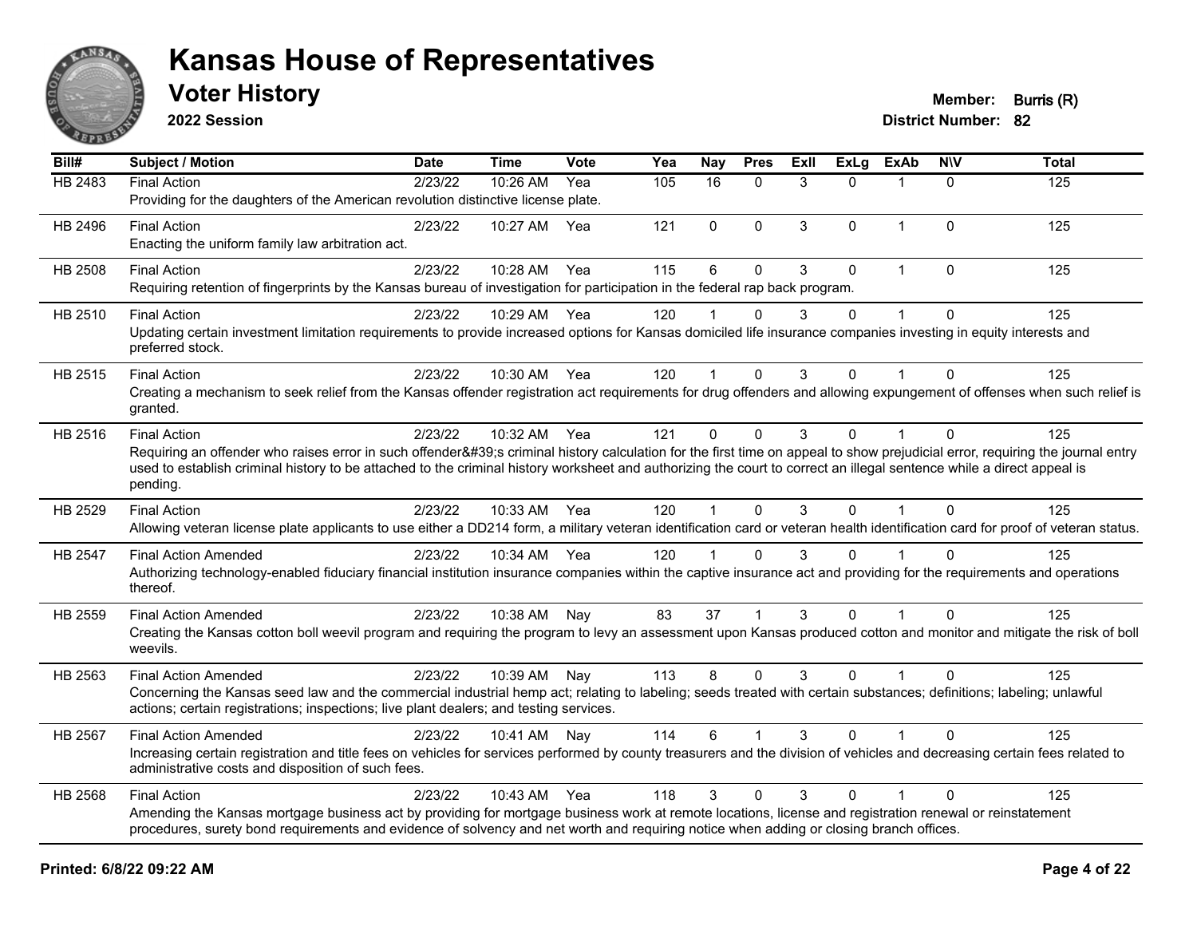# Kansas House of Representatives

## Voter History

**2022 Session**

**Member:** Burris (R)
**District Number:** 82

| Bill# | Subject / Motion | Date | Time | Vote | Yea | Nay | Pres | ExII | ExLg | ExAb | N\V | Total |
|---|---|---|---|---|---|---|---|---|---|---|---|---|
| HB 2483 | Final Action | 2/23/22 | 10:26 AM | Yea | 105 | 16 | 0 | 3 | 0 | 1 | 0 | 125 |
| | Providing for the daughters of the American revolution distinctive license plate. | | | | | | | | | | | |
| HB 2496 | Final Action | 2/23/22 | 10:27 AM | Yea | 121 | 0 | 0 | 3 | 0 | 1 | 0 | 125 |
| | Enacting the uniform family law arbitration act. | | | | | | | | | | | |
| HB 2508 | Final Action | 2/23/22 | 10:28 AM | Yea | 115 | 6 | 0 | 3 | 0 | 1 | 0 | 125 |
| | Requiring retention of fingerprints by the Kansas bureau of investigation for participation in the federal rap back program. | | | | | | | | | | | |
| HB 2510 | Final Action | 2/23/22 | 10:29 AM | Yea | 120 | 1 | 0 | 3 | 0 | 1 | 0 | 125 |
| | Updating certain investment limitation requirements to provide increased options for Kansas domiciled life insurance companies investing in equity interests and preferred stock. | | | | | | | | | | | |
| HB 2515 | Final Action | 2/23/22 | 10:30 AM | Yea | 120 | 1 | 0 | 3 | 0 | 1 | 0 | 125 |
| | Creating a mechanism to seek relief from the Kansas offender registration act requirements for drug offenders and allowing expungement of offenses when such relief is granted. | | | | | | | | | | | |
| HB 2516 | Final Action | 2/23/22 | 10:32 AM | Yea | 121 | 0 | 0 | 3 | 0 | 1 | 0 | 125 |
| | Requiring an offender who raises error in such offender&#39;s criminal history calculation for the first time on appeal to show prejudicial error, requiring the journal entry used to establish criminal history to be attached to the criminal history worksheet and authorizing the court to correct an illegal sentence while a direct appeal is pending. | | | | | | | | | | | |
| HB 2529 | Final Action | 2/23/22 | 10:33 AM | Yea | 120 | 1 | 0 | 3 | 0 | 1 | 0 | 125 |
| | Allowing veteran license plate applicants to use either a DD214 form, a military veteran identification card or veteran health identification card for proof of veteran status. | | | | | | | | | | | |
| HB 2547 | Final Action Amended | 2/23/22 | 10:34 AM | Yea | 120 | 1 | 0 | 3 | 0 | 1 | 0 | 125 |
| | Authorizing technology-enabled fiduciary financial institution insurance companies within the captive insurance act and providing for the requirements and operations thereof. | | | | | | | | | | | |
| HB 2559 | Final Action Amended | 2/23/22 | 10:38 AM | Nay | 83 | 37 | 1 | 3 | 0 | 1 | 0 | 125 |
| | Creating the Kansas cotton boll weevil program and requiring the program to levy an assessment upon Kansas produced cotton and monitor and mitigate the risk of boll weevils. | | | | | | | | | | | |
| HB 2563 | Final Action Amended | 2/23/22 | 10:39 AM | Nay | 113 | 8 | 0 | 3 | 0 | 1 | 0 | 125 |
| | Concerning the Kansas seed law and the commercial industrial hemp act; relating to labeling; seeds treated with certain substances; definitions; labeling; unlawful actions; certain registrations; inspections; live plant dealers; and testing services. | | | | | | | | | | | |
| HB 2567 | Final Action Amended | 2/23/22 | 10:41 AM | Nay | 114 | 6 | 1 | 3 | 0 | 1 | 0 | 125 |
| | Increasing certain registration and title fees on vehicles for services performed by county treasurers and the division of vehicles and decreasing certain fees related to administrative costs and disposition of such fees. | | | | | | | | | | | |
| HB 2568 | Final Action | 2/23/22 | 10:43 AM | Yea | 118 | 3 | 0 | 3 | 0 | 1 | 0 | 125 |
| | Amending the Kansas mortgage business act by providing for mortgage business work at remote locations, license and registration renewal or reinstatement procedures, surety bond requirements and evidence of solvency and net worth and requiring notice when adding or closing branch offices. | | | | | | | | | | | |

**Printed: 6/8/22 09:22 AM**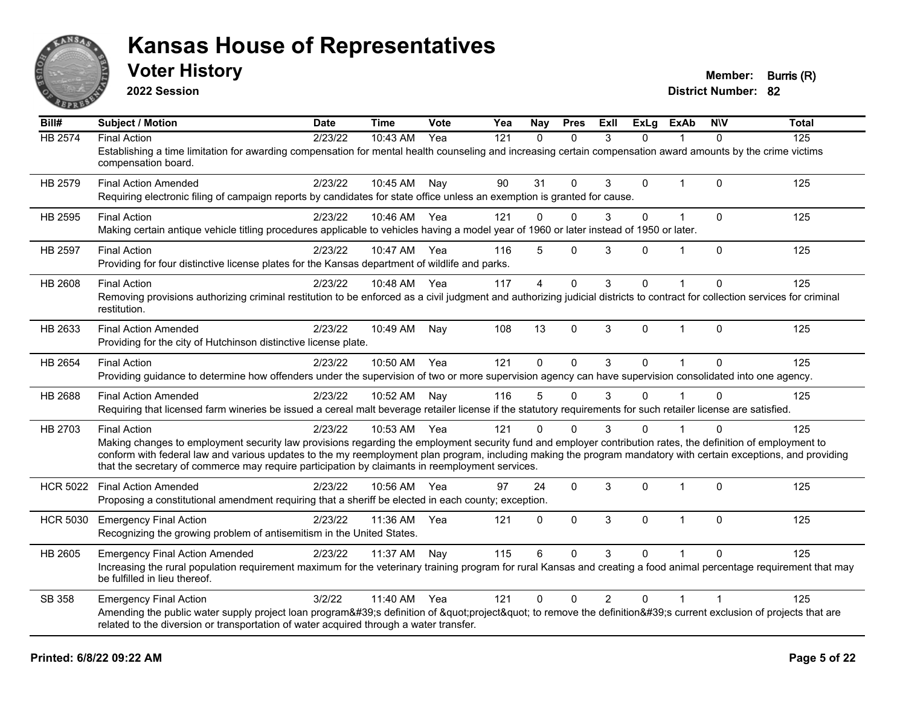# Kansas House of Representatives

## Voter History

**2022 Session**

**Member:** Burris (R)
**District Number:** 82

| Bill# | Subject / Motion | Date | Time | Vote | Yea | Nay | Pres | ExII | ExLg | ExAb | N\V | Total |
|---|---|---|---|---|---|---|---|---|---|---|---|---|
| HB 2574 | Final Action | 2/23/22 | 10:43 AM | Yea | 121 | 0 | 0 | 3 | 0 | 1 | 0 | 125 |
| | Establishing a time limitation for awarding compensation for mental health counseling and increasing certain compensation award amounts by the crime victims compensation board. | | | | | | | | | | | |
| HB 2579 | Final Action Amended | 2/23/22 | 10:45 AM | Nay | 90 | 31 | 0 | 3 | 0 | 1 | 0 | 125 |
| | Requiring electronic filing of campaign reports by candidates for state office unless an exemption is granted for cause. | | | | | | | | | | | |
| HB 2595 | Final Action | 2/23/22 | 10:46 AM | Yea | 121 | 0 | 0 | 3 | 0 | 1 | 0 | 125 |
| | Making certain antique vehicle titling procedures applicable to vehicles having a model year of 1960 or later instead of 1950 or later. | | | | | | | | | | | |
| HB 2597 | Final Action | 2/23/22 | 10:47 AM | Yea | 116 | 5 | 0 | 3 | 0 | 1 | 0 | 125 |
| | Providing for four distinctive license plates for the Kansas department of wildlife and parks. | | | | | | | | | | | |
| HB 2608 | Final Action | 2/23/22 | 10:48 AM | Yea | 117 | 4 | 0 | 3 | 0 | 1 | 0 | 125 |
| | Removing provisions authorizing criminal restitution to be enforced as a civil judgment and authorizing judicial districts to contract for collection services for criminal restitution. | | | | | | | | | | | |
| HB 2633 | Final Action Amended | 2/23/22 | 10:49 AM | Nay | 108 | 13 | 0 | 3 | 0 | 1 | 0 | 125 |
| | Providing for the city of Hutchinson distinctive license plate. | | | | | | | | | | | |
| HB 2654 | Final Action | 2/23/22 | 10:50 AM | Yea | 121 | 0 | 0 | 3 | 0 | 1 | 0 | 125 |
| | Providing guidance to determine how offenders under the supervision of two or more supervision agency can have supervision consolidated into one agency. | | | | | | | | | | | |
| HB 2688 | Final Action Amended | 2/23/22 | 10:52 AM | Nay | 116 | 5 | 0 | 3 | 0 | 1 | 0 | 125 |
| | Requiring that licensed farm wineries be issued a cereal malt beverage retailer license if the statutory requirements for such retailer license are satisfied. | | | | | | | | | | | |
| HB 2703 | Final Action | 2/23/22 | 10:53 AM | Yea | 121 | 0 | 0 | 3 | 0 | 1 | 0 | 125 |
| | Making changes to employment security law provisions regarding the employment security fund and employer contribution rates, the definition of employment to conform with federal law and various updates to the my reemployment plan program, including making the program mandatory with certain exceptions, and providing that the secretary of commerce may require participation by claimants in reemployment services. | | | | | | | | | | | |
| HCR 5022 | Final Action Amended | 2/23/22 | 10:56 AM | Yea | 97 | 24 | 0 | 3 | 0 | 1 | 0 | 125 |
| | Proposing a constitutional amendment requiring that a sheriff be elected in each county; exception. | | | | | | | | | | | |
| HCR 5030 | Emergency Final Action | 2/23/22 | 11:36 AM | Yea | 121 | 0 | 0 | 3 | 0 | 1 | 0 | 125 |
| | Recognizing the growing problem of antisemitism in the United States. | | | | | | | | | | | |
| HB 2605 | Emergency Final Action Amended | 2/23/22 | 11:37 AM | Nay | 115 | 6 | 0 | 3 | 0 | 1 | 0 | 125 |
| | Increasing the rural population requirement maximum for the veterinary training program for rural Kansas and creating a food animal percentage requirement that may be fulfilled in lieu thereof. | | | | | | | | | | | |
| SB 358 | Emergency Final Action | 3/2/22 | 11:40 AM | Yea | 121 | 0 | 0 | 2 | 0 | 1 | 1 | 125 |
| | Amending the public water supply project loan program&#39;s definition of &quot;project&quot; to remove the definition&#39;s current exclusion of projects that are related to the diversion or transportation of water acquired through a water transfer. | | | | | | | | | | | |

**Printed: 6/8/22 09:22 AM**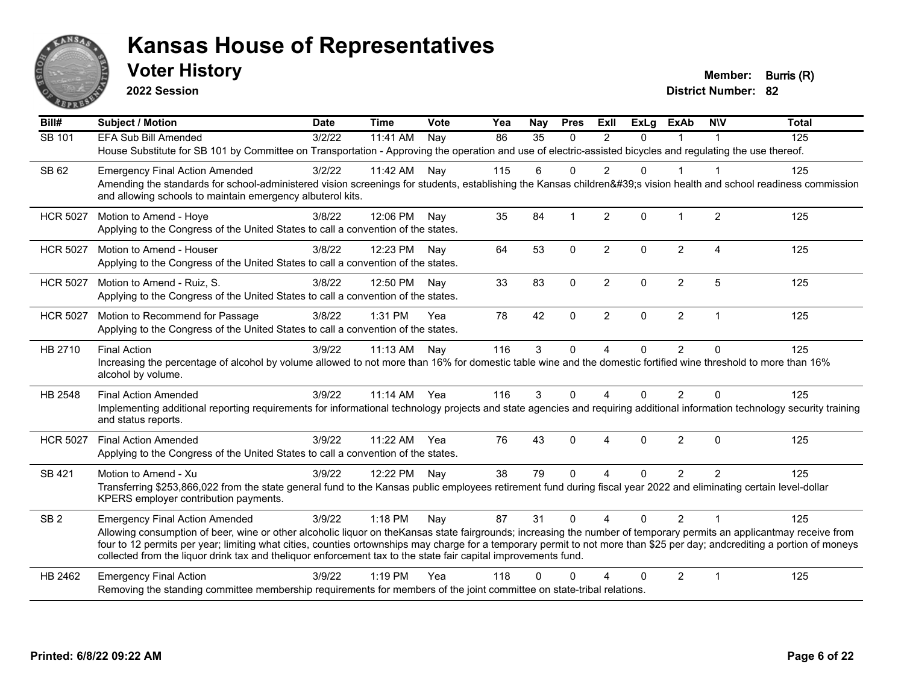# Kansas House of Representatives

## Voter History

**2022 Session**

**Member:** Burris (R)
**District Number:** 82

| Bill# | Subject / Motion | Date | Time | Vote | Yea | Nay | Pres | ExII | ExLg | ExAb | N\V | Total |
|---|---|---|---|---|---|---|---|---|---|---|---|---|
| SB 101 | EFA Sub Bill Amended | 3/2/22 | 11:41 AM | Nay | 86 | 35 | 0 | 2 | 0 | 1 | 1 | 125 |
| | House Substitute for SB 101 by Committee on Transportation - Approving the operation and use of electric-assisted bicycles and regulating the use thereof. | | | | | | | | | | | |
| SB 62 | Emergency Final Action Amended | 3/2/22 | 11:42 AM | Nay | 115 | 6 | 0 | 2 | 0 | 1 | 1 | 125 |
| | Amending the standards for school-administered vision screenings for students, establishing the Kansas children&#39;s vision health and school readiness commission and allowing schools to maintain emergency albuterol kits. | | | | | | | | | | | |
| HCR 5027 | Motion to Amend - Hoye | 3/8/22 | 12:06 PM | Nay | 35 | 84 | 1 | 2 | 0 | 1 | 2 | 125 |
| | Applying to the Congress of the United States to call a convention of the states. | | | | | | | | | | | |
| HCR 5027 | Motion to Amend - Houser | 3/8/22 | 12:23 PM | Nay | 64 | 53 | 0 | 2 | 0 | 2 | 4 | 125 |
| | Applying to the Congress of the United States to call a convention of the states. | | | | | | | | | | | |
| HCR 5027 | Motion to Amend - Ruiz, S. | 3/8/22 | 12:50 PM | Nay | 33 | 83 | 0 | 2 | 0 | 2 | 5 | 125 |
| | Applying to the Congress of the United States to call a convention of the states. | | | | | | | | | | | |
| HCR 5027 | Motion to Recommend for Passage | 3/8/22 | 1:31 PM | Yea | 78 | 42 | 0 | 2 | 0 | 2 | 1 | 125 |
| | Applying to the Congress of the United States to call a convention of the states. | | | | | | | | | | | |
| HB 2710 | Final Action | 3/9/22 | 11:13 AM | Nay | 116 | 3 | 0 | 4 | 0 | 2 | 0 | 125 |
| | Increasing the percentage of alcohol by volume allowed to not more than 16% for domestic table wine and the domestic fortified wine threshold to more than 16% alcohol by volume. | | | | | | | | | | | |
| HB 2548 | Final Action Amended | 3/9/22 | 11:14 AM | Yea | 116 | 3 | 0 | 4 | 0 | 2 | 0 | 125 |
| | Implementing additional reporting requirements for informational technology projects and state agencies and requiring additional information technology security training and status reports. | | | | | | | | | | | |
| HCR 5027 | Final Action Amended | 3/9/22 | 11:22 AM | Yea | 76 | 43 | 0 | 4 | 0 | 2 | 0 | 125 |
| | Applying to the Congress of the United States to call a convention of the states. | | | | | | | | | | | |
| SB 421 | Motion to Amend - Xu | 3/9/22 | 12:22 PM | Nay | 38 | 79 | 0 | 4 | 0 | 2 | 2 | 125 |
| | Transferring $253,866,022 from the state general fund to the Kansas public employees retirement fund during fiscal year 2022 and eliminating certain level-dollar KPERS employer contribution payments. | | | | | | | | | | | |
| SB 2 | Emergency Final Action Amended | 3/9/22 | 1:18 PM | Nay | 87 | 31 | 0 | 4 | 0 | 2 | 1 | 125 |
| | Allowing consumption of beer, wine or other alcoholic liquor on theKansas state fairgrounds; increasing the number of temporary permits an applicantmay receive from four to 12 permits per year; limiting what cities, counties ortownships may charge for a temporary permit to not more than $25 per day; andcrediting a portion of moneys collected from the liquor drink tax and theliquor enforcement tax to the state fair capital improvements fund. | | | | | | | | | | | |
| HB 2462 | Emergency Final Action | 3/9/22 | 1:19 PM | Yea | 118 | 0 | 0 | 4 | 0 | 2 | 1 | 125 |
| | Removing the standing committee membership requirements for members of the joint committee on state-tribal relations. | | | | | | | | | | | |

**Printed: 6/8/22 09:22 AM**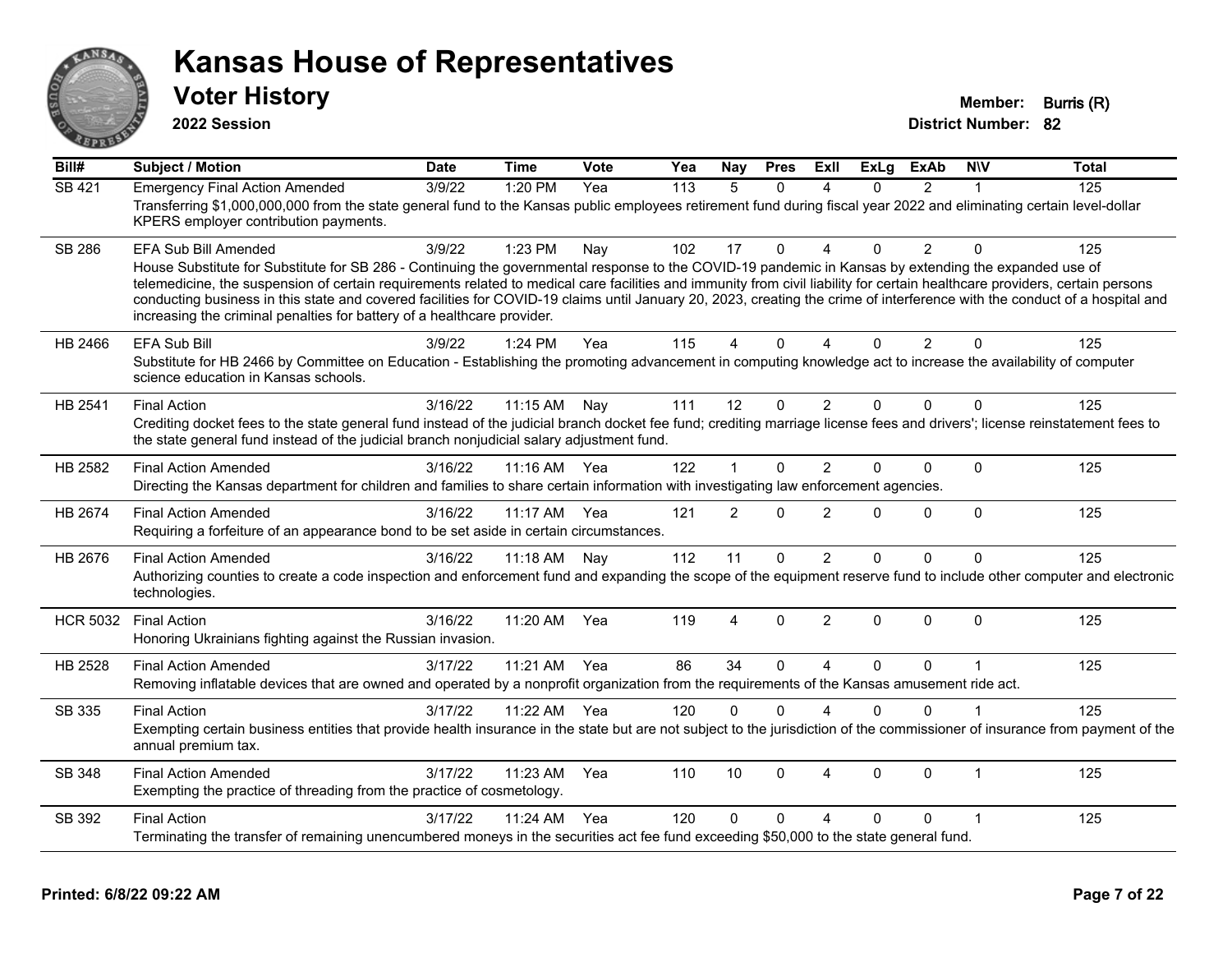# Kansas House of Representatives

## Voter History

**2022 Session**

**Member:** Burris (R)
**District Number:** 82

| Bill# | Subject / Motion | Date | Time | Vote | Yea | Nay | Pres | ExII | ExLg | ExAb | N\V | Total |
|---|---|---|---|---|---|---|---|---|---|---|---|---|
| SB 421 | Emergency Final Action Amended | 3/9/22 | 1:20 PM | Yea | 113 | 5 | 0 | 4 | 0 | 2 | 1 | 125 |
| | Transferring $1,000,000,000 from the state general fund to the Kansas public employees retirement fund during fiscal year 2022 and eliminating certain level-dollar KPERS employer contribution payments. | | | | | | | | | | | |
| SB 286 | EFA Sub Bill Amended | 3/9/22 | 1:23 PM | Nay | 102 | 17 | 0 | 4 | 0 | 2 | 0 | 125 |
| | House Substitute for Substitute for SB 286 - Continuing the governmental response to the COVID-19 pandemic in Kansas by extending the expanded use of telemedicine, the suspension of certain requirements related to medical care facilities and immunity from civil liability for certain healthcare providers, certain persons conducting business in this state and covered facilities for COVID-19 claims until January 20, 2023, creating the crime of interference with the conduct of a hospital and increasing the criminal penalties for battery of a healthcare provider. | | | | | | | | | | | |
| HB 2466 | EFA Sub Bill | 3/9/22 | 1:24 PM | Yea | 115 | 4 | 0 | 4 | 0 | 2 | 0 | 125 |
| | Substitute for HB 2466 by Committee on Education - Establishing the promoting advancement in computing knowledge act to increase the availability of computer science education in Kansas schools. | | | | | | | | | | | |
| HB 2541 | Final Action | 3/16/22 | 11:15 AM | Nay | 111 | 12 | 0 | 2 | 0 | 0 | 0 | 125 |
| | Crediting docket fees to the state general fund instead of the judicial branch docket fee fund; crediting marriage license fees and drivers'; license reinstatement fees to the state general fund instead of the judicial branch nonjudicial salary adjustment fund. | | | | | | | | | | | |
| HB 2582 | Final Action Amended | 3/16/22 | 11:16 AM | Yea | 122 | 1 | 0 | 2 | 0 | 0 | 0 | 125 |
| | Directing the Kansas department for children and families to share certain information with investigating law enforcement agencies. | | | | | | | | | | | |
| HB 2674 | Final Action Amended | 3/16/22 | 11:17 AM | Yea | 121 | 2 | 0 | 2 | 0 | 0 | 0 | 125 |
| | Requiring a forfeiture of an appearance bond to be set aside in certain circumstances. | | | | | | | | | | | |
| HB 2676 | Final Action Amended | 3/16/22 | 11:18 AM | Nay | 112 | 11 | 0 | 2 | 0 | 0 | 0 | 125 |
| | Authorizing counties to create a code inspection and enforcement fund and expanding the scope of the equipment reserve fund to include other computer and electronic technologies. | | | | | | | | | | | |
| HCR 5032 | Final Action | 3/16/22 | 11:20 AM | Yea | 119 | 4 | 0 | 2 | 0 | 0 | 0 | 125 |
| | Honoring Ukrainians fighting against the Russian invasion. | | | | | | | | | | | |
| HB 2528 | Final Action Amended | 3/17/22 | 11:21 AM | Yea | 86 | 34 | 0 | 4 | 0 | 0 | 1 | 125 |
| | Removing inflatable devices that are owned and operated by a nonprofit organization from the requirements of the Kansas amusement ride act. | | | | | | | | | | | |
| SB 335 | Final Action | 3/17/22 | 11:22 AM | Yea | 120 | 0 | 0 | 4 | 0 | 0 | 1 | 125 |
| | Exempting certain business entities that provide health insurance in the state but are not subject to the jurisdiction of the commissioner of insurance from payment of the annual premium tax. | | | | | | | | | | | |
| SB 348 | Final Action Amended | 3/17/22 | 11:23 AM | Yea | 110 | 10 | 0 | 4 | 0 | 0 | 1 | 125 |
| | Exempting the practice of threading from the practice of cosmetology. | | | | | | | | | | | |
| SB 392 | Final Action | 3/17/22 | 11:24 AM | Yea | 120 | 0 | 0 | 4 | 0 | 0 | 1 | 125 |
| | Terminating the transfer of remaining unencumbered moneys in the securities act fee fund exceeding $50,000 to the state general fund. | | | | | | | | | | | |

**Printed: 6/8/22 09:22 AM**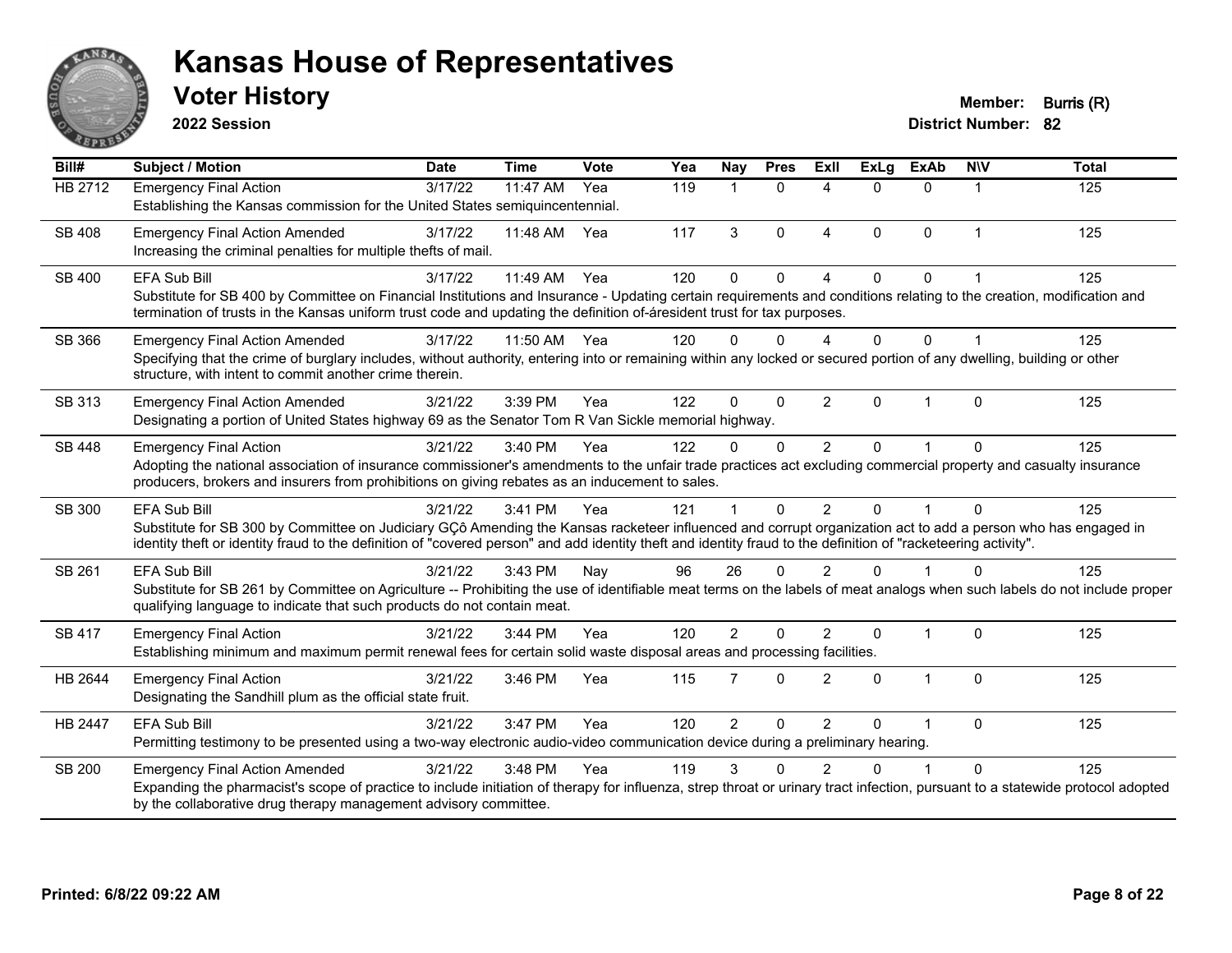# Kansas House of Representatives

## Voter History

**2022 Session**

**Member:** Burris (R)
**District Number:** 82

| Bill# | Subject / Motion | Date | Time | Vote | Yea | Nay | Pres | ExII | ExLg | ExAb | N\V | Total |
|---|---|---|---|---|---|---|---|---|---|---|---|---|
| HB 2712 | Emergency Final Action<br>Establishing the Kansas commission for the United States semiquincentennial. | 3/17/22 | 11:47 AM | Yea | 119 | 1 | 0 | 4 | 0 | 0 | 1 | 125 |
| SB 408 | Emergency Final Action Amended<br>Increasing the criminal penalties for multiple thefts of mail. | 3/17/22 | 11:48 AM | Yea | 117 | 3 | 0 | 4 | 0 | 0 | 1 | 125 |
| SB 400 | EFA Sub Bill<br>Substitute for SB 400 by Committee on Financial Institutions and Insurance - Updating certain requirements and conditions relating to the creation, modification and termination of trusts in the Kansas uniform trust code and updating the definition of-áresident trust for tax purposes. | 3/17/22 | 11:49 AM | Yea | 120 | 0 | 0 | 4 | 0 | 0 | 1 | 125 |
| SB 366 | Emergency Final Action Amended<br>Specifying that the crime of burglary includes, without authority, entering into or remaining within any locked or secured portion of any dwelling, building or other structure, with intent to commit another crime therein. | 3/17/22 | 11:50 AM | Yea | 120 | 0 | 0 | 4 | 0 | 0 | 1 | 125 |
| SB 313 | Emergency Final Action Amended<br>Designating a portion of United States highway 69 as the Senator Tom R Van Sickle memorial highway. | 3/21/22 | 3:39 PM | Yea | 122 | 0 | 0 | 2 | 0 | 1 | 0 | 125 |
| SB 448 | Emergency Final Action<br>Adopting the national association of insurance commissioner's amendments to the unfair trade practices act excluding commercial property and casualty insurance producers, brokers and insurers from prohibitions on giving rebates as an inducement to sales. | 3/21/22 | 3:40 PM | Yea | 122 | 0 | 0 | 2 | 0 | 1 | 0 | 125 |
| SB 300 | EFA Sub Bill<br>Substitute for SB 300 by Committee on Judiciary GÇô Amending the Kansas racketeer influenced and corrupt organization act to add a person who has engaged in identity theft or identity fraud to the definition of "covered person" and add identity theft and identity fraud to the definition of "racketeering activity". | 3/21/22 | 3:41 PM | Yea | 121 | 1 | 0 | 2 | 0 | 1 | 0 | 125 |
| SB 261 | EFA Sub Bill<br>Substitute for SB 261 by Committee on Agriculture -- Prohibiting the use of identifiable meat terms on the labels of meat analogs when such labels do not include proper qualifying language to indicate that such products do not contain meat. | 3/21/22 | 3:43 PM | Nay | 96 | 26 | 0 | 2 | 0 | 1 | 0 | 125 |
| SB 417 | Emergency Final Action<br>Establishing minimum and maximum permit renewal fees for certain solid waste disposal areas and processing facilities. | 3/21/22 | 3:44 PM | Yea | 120 | 2 | 0 | 2 | 0 | 1 | 0 | 125 |
| HB 2644 | Emergency Final Action<br>Designating the Sandhill plum as the official state fruit. | 3/21/22 | 3:46 PM | Yea | 115 | 7 | 0 | 2 | 0 | 1 | 0 | 125 |
| HB 2447 | EFA Sub Bill<br>Permitting testimony to be presented using a two-way electronic audio-video communication device during a preliminary hearing. | 3/21/22 | 3:47 PM | Yea | 120 | 2 | 0 | 2 | 0 | 1 | 0 | 125 |
| SB 200 | Emergency Final Action Amended<br>Expanding the pharmacist's scope of practice to include initiation of therapy for influenza, strep throat or urinary tract infection, pursuant to a statewide protocol adopted by the collaborative drug therapy management advisory committee. | 3/21/22 | 3:48 PM | Yea | 119 | 3 | 0 | 2 | 0 | 1 | 0 | 125 |

Printed: 6/8/22 09:22 AM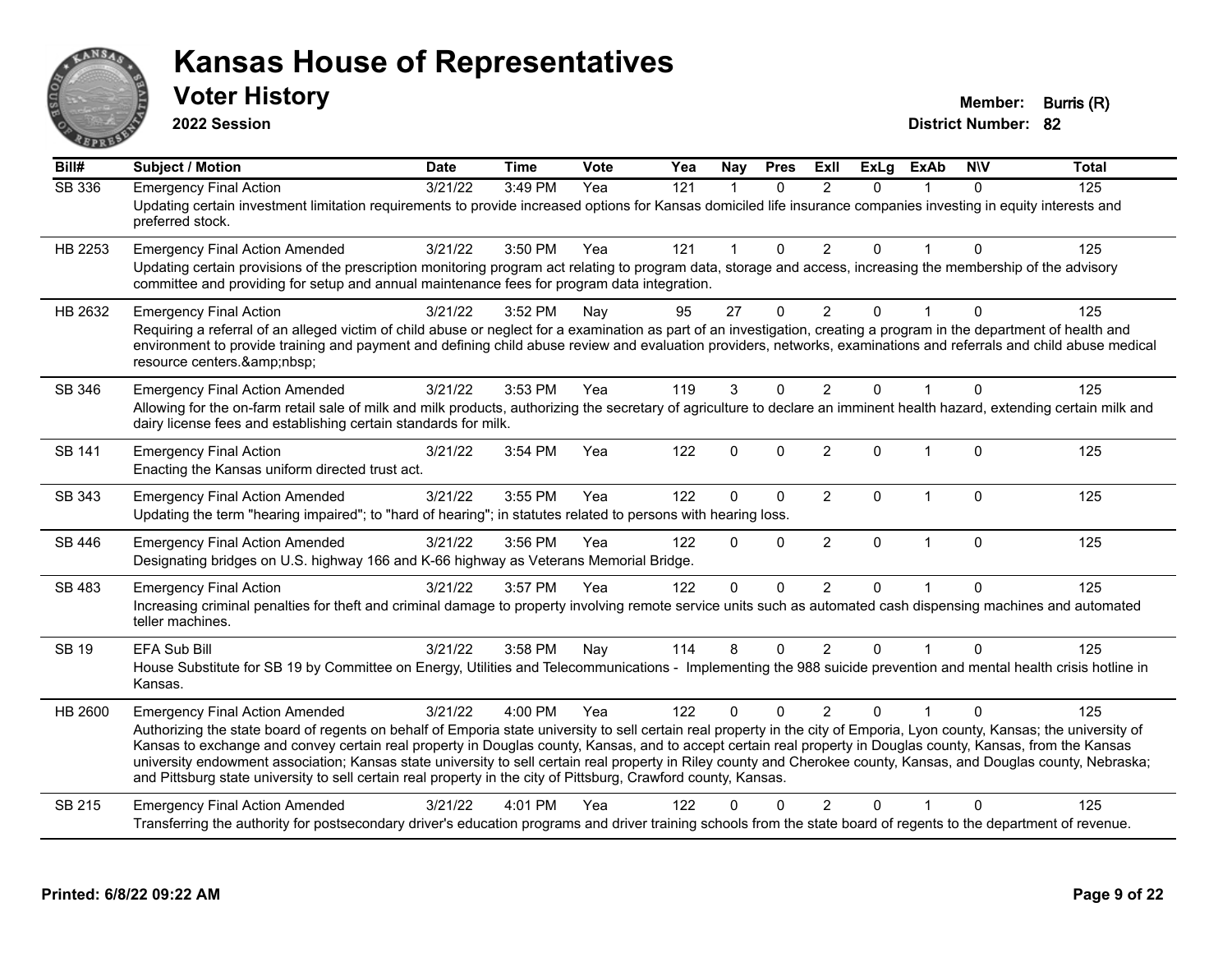# Kansas House of Representatives

## Voter History

**2022 Session**

**Member:** Burris (R)
**District Number:** 82

| Bill# | Subject / Motion | Date | Time | Vote | Yea | Nay | Pres | ExII | ExLg | ExAb | N\V | Total |
|---|---|---|---|---|---|---|---|---|---|---|---|---|
| SB 336 | Emergency Final Action | 3/21/22 | 3:49 PM | Yea | 121 | 1 | 0 | 2 | 0 | 1 | 0 | 125 |
| | Updating certain investment limitation requirements to provide increased options for Kansas domiciled life insurance companies investing in equity interests and preferred stock. | | | | | | | | | | | |
| HB 2253 | Emergency Final Action Amended | 3/21/22 | 3:50 PM | Yea | 121 | 1 | 0 | 2 | 0 | 1 | 0 | 125 |
| | Updating certain provisions of the prescription monitoring program act relating to program data, storage and access, increasing the membership of the advisory committee and providing for setup and annual maintenance fees for program data integration. | | | | | | | | | | | |
| HB 2632 | Emergency Final Action | 3/21/22 | 3:52 PM | Nay | 95 | 27 | 0 | 2 | 0 | 1 | 0 | 125 |
| | Requiring a referral of an alleged victim of child abuse or neglect for a examination as part of an investigation, creating a program in the department of health and environment to provide training and payment and defining child abuse review and evaluation providers, networks, examinations and referrals and child abuse medical resource centers.&amp;nbsp; | | | | | | | | | | | |
| SB 346 | Emergency Final Action Amended | 3/21/22 | 3:53 PM | Yea | 119 | 3 | 0 | 2 | 0 | 1 | 0 | 125 |
| | Allowing for the on-farm retail sale of milk and milk products, authorizing the secretary of agriculture to declare an imminent health hazard, extending certain milk and dairy license fees and establishing certain standards for milk. | | | | | | | | | | | |
| SB 141 | Emergency Final Action | 3/21/22 | 3:54 PM | Yea | 122 | 0 | 0 | 2 | 0 | 1 | 0 | 125 |
| | Enacting the Kansas uniform directed trust act. | | | | | | | | | | | |
| SB 343 | Emergency Final Action Amended | 3/21/22 | 3:55 PM | Yea | 122 | 0 | 0 | 2 | 0 | 1 | 0 | 125 |
| | Updating the term "hearing impaired"; to "hard of hearing"; in statutes related to persons with hearing loss. | | | | | | | | | | | |
| SB 446 | Emergency Final Action Amended | 3/21/22 | 3:56 PM | Yea | 122 | 0 | 0 | 2 | 0 | 1 | 0 | 125 |
| | Designating bridges on U.S. highway 166 and K-66 highway as Veterans Memorial Bridge. | | | | | | | | | | | |
| SB 483 | Emergency Final Action | 3/21/22 | 3:57 PM | Yea | 122 | 0 | 0 | 2 | 0 | 1 | 0 | 125 |
| | Increasing criminal penalties for theft and criminal damage to property involving remote service units such as automated cash dispensing machines and automated teller machines. | | | | | | | | | | | |
| SB 19 | EFA Sub Bill | 3/21/22 | 3:58 PM | Nay | 114 | 8 | 0 | 2 | 0 | 1 | 0 | 125 |
| | House Substitute for SB 19 by Committee on Energy, Utilities and Telecommunications - Implementing the 988 suicide prevention and mental health crisis hotline in Kansas. | | | | | | | | | | | |
| HB 2600 | Emergency Final Action Amended | 3/21/22 | 4:00 PM | Yea | 122 | 0 | 0 | 2 | 0 | 1 | 0 | 125 |
| | Authorizing the state board of regents on behalf of Emporia state university to sell certain real property in the city of Emporia, Lyon county, Kansas; the university of Kansas to exchange and convey certain real property in Douglas county, Kansas, and to accept certain real property in Douglas county, Kansas, from the Kansas university endowment association; Kansas state university to sell certain real property in Riley county and Cherokee county, Kansas, and Douglas county, Nebraska; and Pittsburg state university to sell certain real property in the city of Pittsburg, Crawford county, Kansas. | | | | | | | | | | | |
| SB 215 | Emergency Final Action Amended | 3/21/22 | 4:01 PM | Yea | 122 | 0 | 0 | 2 | 0 | 1 | 0 | 125 |
| | Transferring the authority for postsecondary driver's education programs and driver training schools from the state board of regents to the department of revenue. | | | | | | | | | | | |

**Printed: 6/8/22 09:22 AM**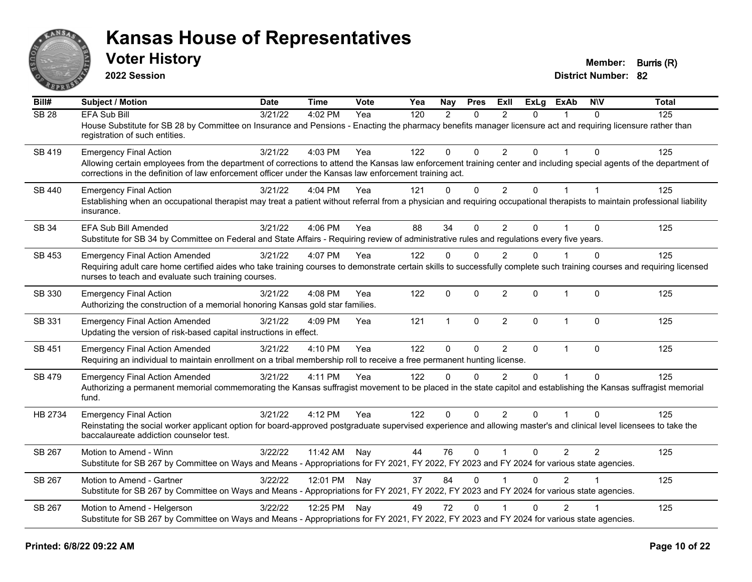# Kansas House of Representatives

## Voter History

**2022 Session**

**Member:** Burris (R)
**District Number:** 82

| Bill# | Subject / Motion | Date | Time | Vote | Yea | Nay | Pres | ExII | ExLg | ExAb | N\V | Total |
|---|---|---|---|---|---|---|---|---|---|---|---|---|
| SB 28 | EFA Sub Bill | 3/21/22 | 4:02 PM | Yea | 120 | 2 | 0 | 2 | 0 | 1 | 0 | 125 |
| | House Substitute for SB 28 by Committee on Insurance and Pensions - Enacting the pharmacy benefits manager licensure act and requiring licensure rather than registration of such entities. | | | | | | | | | | | |
| SB 419 | Emergency Final Action | 3/21/22 | 4:03 PM | Yea | 122 | 0 | 0 | 2 | 0 | 1 | 0 | 125 |
| | Allowing certain employees from the department of corrections to attend the Kansas law enforcement training center and including special agents of the department of corrections in the definition of law enforcement officer under the Kansas law enforcement training act. | | | | | | | | | | | |
| SB 440 | Emergency Final Action | 3/21/22 | 4:04 PM | Yea | 121 | 0 | 0 | 2 | 0 | 1 | 1 | 125 |
| | Establishing when an occupational therapist may treat a patient without referral from a physician and requiring occupational therapists to maintain professional liability insurance. | | | | | | | | | | | |
| SB 34 | EFA Sub Bill Amended | 3/21/22 | 4:06 PM | Yea | 88 | 34 | 0 | 2 | 0 | 1 | 0 | 125 |
| | Substitute for SB 34 by Committee on Federal and State Affairs - Requiring review of administrative rules and regulations every five years. | | | | | | | | | | | |
| SB 453 | Emergency Final Action Amended | 3/21/22 | 4:07 PM | Yea | 122 | 0 | 0 | 2 | 0 | 1 | 0 | 125 |
| | Requiring adult care home certified aides who take training courses to demonstrate certain skills to successfully complete such training courses and requiring licensed nurses to teach and evaluate such training courses. | | | | | | | | | | | |
| SB 330 | Emergency Final Action | 3/21/22 | 4:08 PM | Yea | 122 | 0 | 0 | 2 | 0 | 1 | 0 | 125 |
| | Authorizing the construction of a memorial honoring Kansas gold star families. | | | | | | | | | | | |
| SB 331 | Emergency Final Action Amended | 3/21/22 | 4:09 PM | Yea | 121 | 1 | 0 | 2 | 0 | 1 | 0 | 125 |
| | Updating the version of risk-based capital instructions in effect. | | | | | | | | | | | |
| SB 451 | Emergency Final Action Amended | 3/21/22 | 4:10 PM | Yea | 122 | 0 | 0 | 2 | 0 | 1 | 0 | 125 |
| | Requiring an individual to maintain enrollment on a tribal membership roll to receive a free permanent hunting license. | | | | | | | | | | | |
| SB 479 | Emergency Final Action Amended | 3/21/22 | 4:11 PM | Yea | 122 | 0 | 0 | 2 | 0 | 1 | 0 | 125 |
| | Authorizing a permanent memorial commemorating the Kansas suffragist movement to be placed in the state capitol and establishing the Kansas suffragist memorial fund. | | | | | | | | | | | |
| HB 2734 | Emergency Final Action | 3/21/22 | 4:12 PM | Yea | 122 | 0 | 0 | 2 | 0 | 1 | 0 | 125 |
| | Reinstating the social worker applicant option for board-approved postgraduate supervised experience and allowing master's and clinical level licensees to take the baccalaureate addiction counselor test. | | | | | | | | | | | |
| SB 267 | Motion to Amend - Winn | 3/22/22 | 11:42 AM | Nay | 44 | 76 | 0 | 1 | 0 | 2 | 2 | 125 |
| | Substitute for SB 267 by Committee on Ways and Means - Appropriations for FY 2021, FY 2022, FY 2023 and FY 2024 for various state agencies. | | | | | | | | | | | |
| SB 267 | Motion to Amend - Gartner | 3/22/22 | 12:01 PM | Nay | 37 | 84 | 0 | 1 | 0 | 2 | 1 | 125 |
| | Substitute for SB 267 by Committee on Ways and Means - Appropriations for FY 2021, FY 2022, FY 2023 and FY 2024 for various state agencies. | | | | | | | | | | | |
| SB 267 | Motion to Amend - Helgerson | 3/22/22 | 12:25 PM | Nay | 49 | 72 | 0 | 1 | 0 | 2 | 1 | 125 |
| | Substitute for SB 267 by Committee on Ways and Means - Appropriations for FY 2021, FY 2022, FY 2023 and FY 2024 for various state agencies. | | | | | | | | | | | |

**Printed: 6/8/22 09:22 AM**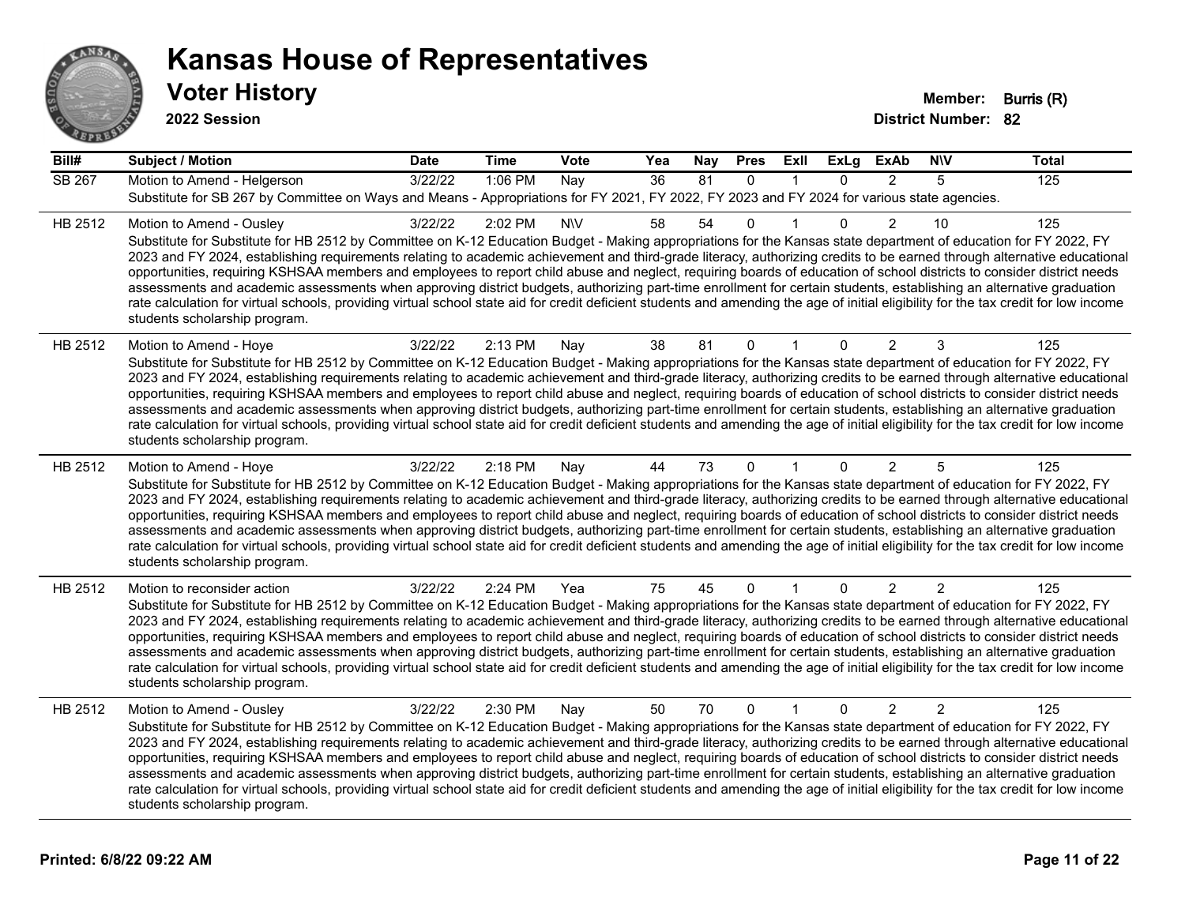# Kansas House of Representatives

## Voter History

**2022 Session**

**Member:** Burris (R)
**District Number:** 82

| Bill# | Subject / Motion | Date | Time | Vote | Yea | Nay | Pres | ExII | ExLg | ExAb | N\V | Total |
|---|---|---|---|---|---|---|---|---|---|---|---|---|
| SB 267 | Motion to Amend - Helgerson | 3/22/22 | 1:06 PM | Nay | 36 | 81 | 0 | 1 | 0 | 2 | 5 | 125 |
| | Substitute for SB 267 by Committee on Ways and Means - Appropriations for FY 2021, FY 2022, FY 2023 and FY 2024 for various state agencies. | | | | | | | | | | | |
| HB 2512 | Motion to Amend - Ousley | 3/22/22 | 2:02 PM | N\V | 58 | 54 | 0 | 1 | 0 | 2 | 10 | 125 |
| | Substitute for Substitute for HB 2512 by Committee on K-12 Education Budget - Making appropriations for the Kansas state department of education for FY 2022, FY 2023 and FY 2024, establishing requirements relating to academic achievement and third-grade literacy, authorizing credits to be earned through alternative educational opportunities, requiring KSHSAA members and employees to report child abuse and neglect, requiring boards of education of school districts to consider district needs assessments and academic assessments when approving district budgets, authorizing part-time enrollment for certain students, establishing an alternative graduation rate calculation for virtual schools, providing virtual school state aid for credit deficient students and amending the age of initial eligibility for the tax credit for low income students scholarship program. | | | | | | | | | | | |
| HB 2512 | Motion to Amend - Hoye | 3/22/22 | 2:13 PM | Nay | 38 | 81 | 0 | 1 | 0 | 2 | 3 | 125 |
| | Substitute for Substitute for HB 2512 by Committee on K-12 Education Budget - Making appropriations for the Kansas state department of education for FY 2022, FY 2023 and FY 2024, establishing requirements relating to academic achievement and third-grade literacy, authorizing credits to be earned through alternative educational opportunities, requiring KSHSAA members and employees to report child abuse and neglect, requiring boards of education of school districts to consider district needs assessments and academic assessments when approving district budgets, authorizing part-time enrollment for certain students, establishing an alternative graduation rate calculation for virtual schools, providing virtual school state aid for credit deficient students and amending the age of initial eligibility for the tax credit for low income students scholarship program. | | | | | | | | | | | |
| HB 2512 | Motion to Amend - Hoye | 3/22/22 | 2:18 PM | Nay | 44 | 73 | 0 | 1 | 0 | 2 | 5 | 125 |
| | Substitute for Substitute for HB 2512 by Committee on K-12 Education Budget - Making appropriations for the Kansas state department of education for FY 2022, FY 2023 and FY 2024, establishing requirements relating to academic achievement and third-grade literacy, authorizing credits to be earned through alternative educational opportunities, requiring KSHSAA members and employees to report child abuse and neglect, requiring boards of education of school districts to consider district needs assessments and academic assessments when approving district budgets, authorizing part-time enrollment for certain students, establishing an alternative graduation rate calculation for virtual schools, providing virtual school state aid for credit deficient students and amending the age of initial eligibility for the tax credit for low income students scholarship program. | | | | | | | | | | | |
| HB 2512 | Motion to reconsider action | 3/22/22 | 2:24 PM | Yea | 75 | 45 | 0 | 1 | 0 | 2 | 2 | 125 |
| | Substitute for Substitute for HB 2512 by Committee on K-12 Education Budget - Making appropriations for the Kansas state department of education for FY 2022, FY 2023 and FY 2024, establishing requirements relating to academic achievement and third-grade literacy, authorizing credits to be earned through alternative educational opportunities, requiring KSHSAA members and employees to report child abuse and neglect, requiring boards of education of school districts to consider district needs assessments and academic assessments when approving district budgets, authorizing part-time enrollment for certain students, establishing an alternative graduation rate calculation for virtual schools, providing virtual school state aid for credit deficient students and amending the age of initial eligibility for the tax credit for low income students scholarship program. | | | | | | | | | | | |
| HB 2512 | Motion to Amend - Ousley | 3/22/22 | 2:30 PM | Nay | 50 | 70 | 0 | 1 | 0 | 2 | 2 | 125 |
| | Substitute for Substitute for HB 2512 by Committee on K-12 Education Budget - Making appropriations for the Kansas state department of education for FY 2022, FY 2023 and FY 2024, establishing requirements relating to academic achievement and third-grade literacy, authorizing credits to be earned through alternative educational opportunities, requiring KSHSAA members and employees to report child abuse and neglect, requiring boards of education of school districts to consider district needs assessments and academic assessments when approving district budgets, authorizing part-time enrollment for certain students, establishing an alternative graduation rate calculation for virtual schools, providing virtual school state aid for credit deficient students and amending the age of initial eligibility for the tax credit for low income students scholarship program. | | | | | | | | | | | |

**Printed: 6/8/22 09:22 AM**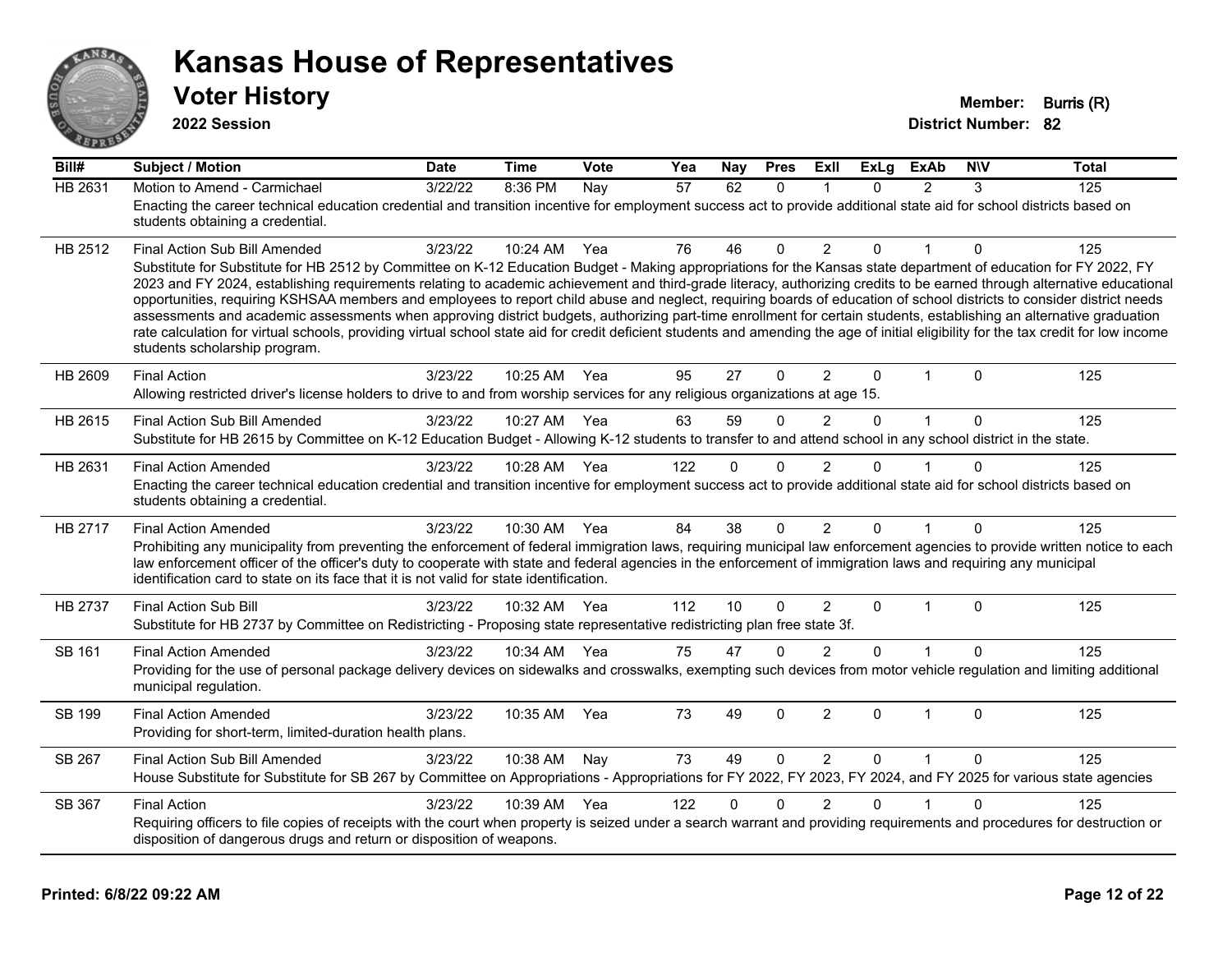# Kansas House of Representatives

## Voter History

**2022 Session**

**Member:** Burris (R)
**District Number:** 82

| Bill# | Subject / Motion | Date | Time | Vote | Yea | Nay | Pres | ExII | ExLg | ExAb | N\V | Total |
|---|---|---|---|---|---|---|---|---|---|---|---|---|
| HB 2631 | Motion to Amend - Carmichael | 3/22/22 | 8:36 PM | Nay | 57 | 62 | 0 | 1 | 0 | 2 | 3 | 125 |
| | Enacting the career technical education credential and transition incentive for employment success act to provide additional state aid for school districts based on students obtaining a credential. | | | | | | | | | | | |
| HB 2512 | Final Action Sub Bill Amended | 3/23/22 | 10:24 AM | Yea | 76 | 46 | 0 | 2 | 0 | 1 | 0 | 125 |
| | Substitute for Substitute for HB 2512 by Committee on K-12 Education Budget - Making appropriations for the Kansas state department of education for FY 2022, FY 2023 and FY 2024, establishing requirements relating to academic achievement and third-grade literacy, authorizing credits to be earned through alternative educational opportunities, requiring KSHSAA members and employees to report child abuse and neglect, requiring boards of education of school districts to consider district needs assessments and academic assessments when approving district budgets, authorizing part-time enrollment for certain students, establishing an alternative graduation rate calculation for virtual schools, providing virtual school state aid for credit deficient students and amending the age of initial eligibility for the tax credit for low income students scholarship program. | | | | | | | | | | | |
| HB 2609 | Final Action | 3/23/22 | 10:25 AM | Yea | 95 | 27 | 0 | 2 | 0 | 1 | 0 | 125 |
| | Allowing restricted driver's license holders to drive to and from worship services for any religious organizations at age 15. | | | | | | | | | | | |
| HB 2615 | Final Action Sub Bill Amended | 3/23/22 | 10:27 AM | Yea | 63 | 59 | 0 | 2 | 0 | 1 | 0 | 125 |
| | Substitute for HB 2615 by Committee on K-12 Education Budget - Allowing K-12 students to transfer to and attend school in any school district in the state. | | | | | | | | | | | |
| HB 2631 | Final Action Amended | 3/23/22 | 10:28 AM | Yea | 122 | 0 | 0 | 2 | 0 | 1 | 0 | 125 |
| | Enacting the career technical education credential and transition incentive for employment success act to provide additional state aid for school districts based on students obtaining a credential. | | | | | | | | | | | |
| HB 2717 | Final Action Amended | 3/23/22 | 10:30 AM | Yea | 84 | 38 | 0 | 2 | 0 | 1 | 0 | 125 |
| | Prohibiting any municipality from preventing the enforcement of federal immigration laws, requiring municipal law enforcement agencies to provide written notice to each law enforcement officer of the officer's duty to cooperate with state and federal agencies in the enforcement of immigration laws and requiring any municipal identification card to state on its face that it is not valid for state identification. | | | | | | | | | | | |
| HB 2737 | Final Action Sub Bill | 3/23/22 | 10:32 AM | Yea | 112 | 10 | 0 | 2 | 0 | 1 | 0 | 125 |
| | Substitute for HB 2737 by Committee on Redistricting - Proposing state representative redistricting plan free state 3f. | | | | | | | | | | | |
| SB 161 | Final Action Amended | 3/23/22 | 10:34 AM | Yea | 75 | 47 | 0 | 2 | 0 | 1 | 0 | 125 |
| | Providing for the use of personal package delivery devices on sidewalks and crosswalks, exempting such devices from motor vehicle regulation and limiting additional municipal regulation. | | | | | | | | | | | |
| SB 199 | Final Action Amended | 3/23/22 | 10:35 AM | Yea | 73 | 49 | 0 | 2 | 0 | 1 | 0 | 125 |
| | Providing for short-term, limited-duration health plans. | | | | | | | | | | | |
| SB 267 | Final Action Sub Bill Amended | 3/23/22 | 10:38 AM | Nay | 73 | 49 | 0 | 2 | 0 | 1 | 0 | 125 |
| | House Substitute for Substitute for SB 267 by Committee on Appropriations - Appropriations for FY 2022, FY 2023, FY 2024, and FY 2025 for various state agencies | | | | | | | | | | | |
| SB 367 | Final Action | 3/23/22 | 10:39 AM | Yea | 122 | 0 | 0 | 2 | 0 | 1 | 0 | 125 |
| | Requiring officers to file copies of receipts with the court when property is seized under a search warrant and providing requirements and procedures for destruction or disposition of dangerous drugs and return or disposition of weapons. | | | | | | | | | | | |

**Printed: 6/8/22 09:22 AM**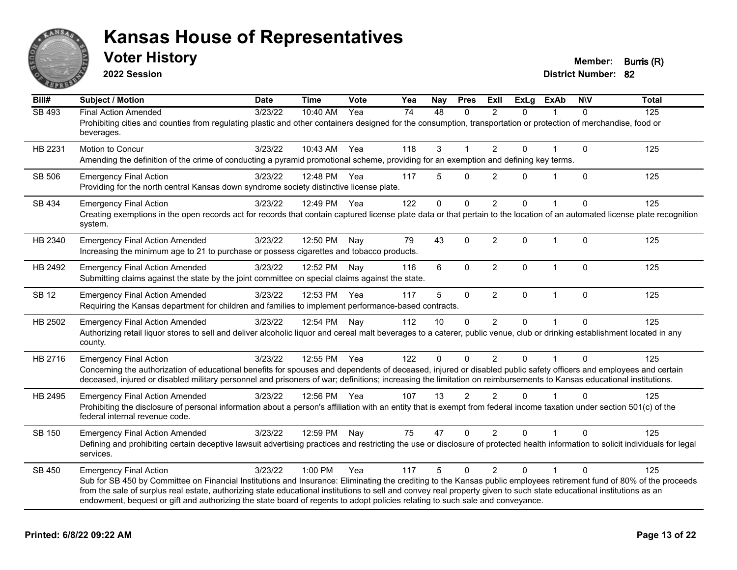# Kansas House of Representatives

## Voter History

**2022 Session**

**Member:** Burris (R)
**District Number:** 82

| Bill# | Subject / Motion | Date | Time | Vote | Yea | Nay | Pres | ExII | ExLg | ExAb | N\V | Total |
|---|---|---|---|---|---|---|---|---|---|---|---|---|
| SB 493 | Final Action Amended | 3/23/22 | 10:40 AM | Yea | 74 | 48 | 0 | 2 | 0 | 1 | 0 | 125 |
| | Prohibiting cities and counties from regulating plastic and other containers designed for the consumption, transportation or protection of merchandise, food or beverages. | | | | | | | | | | | |
| HB 2231 | Motion to Concur | 3/23/22 | 10:43 AM | Yea | 118 | 3 | 1 | 2 | 0 | 1 | 0 | 125 |
| | Amending the definition of the crime of conducting a pyramid promotional scheme, providing for an exemption and defining key terms. | | | | | | | | | | | |
| SB 506 | Emergency Final Action | 3/23/22 | 12:48 PM | Yea | 117 | 5 | 0 | 2 | 0 | 1 | 0 | 125 |
| | Providing for the north central Kansas down syndrome society distinctive license plate. | | | | | | | | | | | |
| SB 434 | Emergency Final Action | 3/23/22 | 12:49 PM | Yea | 122 | 0 | 0 | 2 | 0 | 1 | 0 | 125 |
| | Creating exemptions in the open records act for records that contain captured license plate data or that pertain to the location of an automated license plate recognition system. | | | | | | | | | | | |
| HB 2340 | Emergency Final Action Amended | 3/23/22 | 12:50 PM | Nay | 79 | 43 | 0 | 2 | 0 | 1 | 0 | 125 |
| | Increasing the minimum age to 21 to purchase or possess cigarettes and tobacco products. | | | | | | | | | | | |
| HB 2492 | Emergency Final Action Amended | 3/23/22 | 12:52 PM | Nay | 116 | 6 | 0 | 2 | 0 | 1 | 0 | 125 |
| | Submitting claims against the state by the joint committee on special claims against the state. | | | | | | | | | | | |
| SB 12 | Emergency Final Action Amended | 3/23/22 | 12:53 PM | Yea | 117 | 5 | 0 | 2 | 0 | 1 | 0 | 125 |
| | Requiring the Kansas department for children and families to implement performance-based contracts. | | | | | | | | | | | |
| HB 2502 | Emergency Final Action Amended | 3/23/22 | 12:54 PM | Nay | 112 | 10 | 0 | 2 | 0 | 1 | 0 | 125 |
| | Authorizing retail liquor stores to sell and deliver alcoholic liquor and cereal malt beverages to a caterer, public venue, club or drinking establishment located in any county. | | | | | | | | | | | |
| HB 2716 | Emergency Final Action | 3/23/22 | 12:55 PM | Yea | 122 | 0 | 0 | 2 | 0 | 1 | 0 | 125 |
| | Concerning the authorization of educational benefits for spouses and dependents of deceased, injured or disabled public safety officers and employees and certain deceased, injured or disabled military personnel and prisoners of war; definitions; increasing the limitation on reimbursements to Kansas educational institutions. | | | | | | | | | | | |
| HB 2495 | Emergency Final Action Amended | 3/23/22 | 12:56 PM | Yea | 107 | 13 | 2 | 2 | 0 | 1 | 0 | 125 |
| | Prohibiting the disclosure of personal information about a person's affiliation with an entity that is exempt from federal income taxation under section 501(c) of the federal internal revenue code. | | | | | | | | | | | |
| SB 150 | Emergency Final Action Amended | 3/23/22 | 12:59 PM | Nay | 75 | 47 | 0 | 2 | 0 | 1 | 0 | 125 |
| | Defining and prohibiting certain deceptive lawsuit advertising practices and restricting the use or disclosure of protected health information to solicit individuals for legal services. | | | | | | | | | | | |
| SB 450 | Emergency Final Action | 3/23/22 | 1:00 PM | Yea | 117 | 5 | 0 | 2 | 0 | 1 | 0 | 125 |
| | Sub for SB 450 by Committee on Financial Institutions and Insurance: Eliminating the crediting to the Kansas public employees retirement fund of 80% of the proceeds from the sale of surplus real estate, authorizing state educational institutions to sell and convey real property given to such state educational institutions as an endowment, bequest or gift and authorizing the state board of regents to adopt policies relating to such sale and conveyance. | | | | | | | | | | | |

**Printed: 6/8/22 09:22 AM**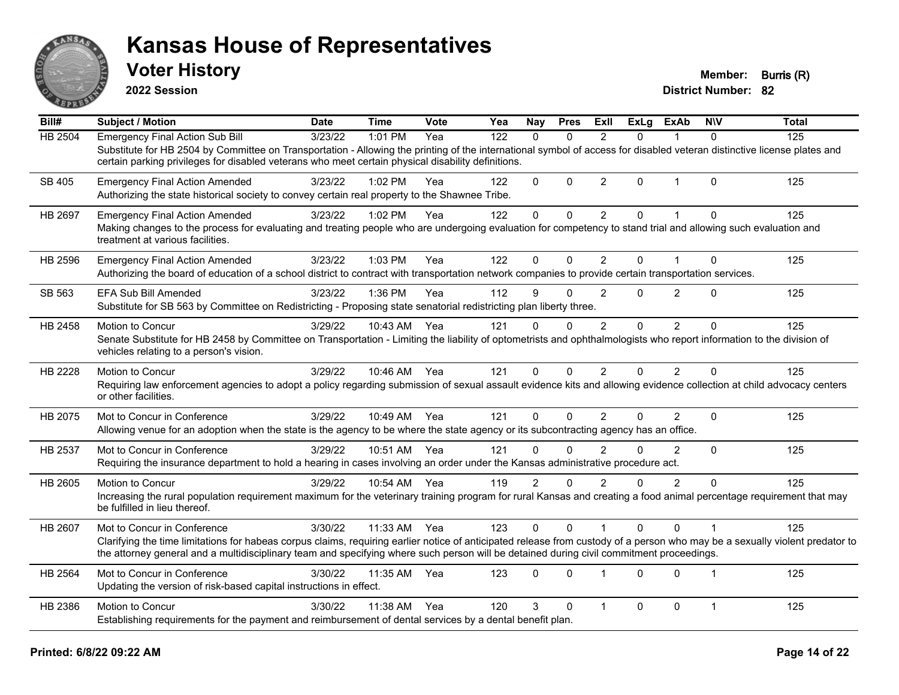# Kansas House of Representatives

## Voter History

**2022 Session**

**Member:** Burris (R)
**District Number:** 82

| Bill# | Subject / Motion | Date | Time | Vote | Yea | Nay | Pres | ExII | ExLg | ExAb | N\V | Total |
|---|---|---|---|---|---|---|---|---|---|---|---|---|
| HB 2504 | Emergency Final Action Sub Bill | 3/23/22 | 1:01 PM | Yea | 122 | 0 | 0 | 2 | 0 | 1 | 0 | 125 |
| | Substitute for HB 2504 by Committee on Transportation - Allowing the printing of the international symbol of access for disabled veteran distinctive license plates and certain parking privileges for disabled veterans who meet certain physical disability definitions. | | | | | | | | | | | |
| SB 405 | Emergency Final Action Amended | 3/23/22 | 1:02 PM | Yea | 122 | 0 | 0 | 2 | 0 | 1 | 0 | 125 |
| | Authorizing the state historical society to convey certain real property to the Shawnee Tribe. | | | | | | | | | | | |
| HB 2697 | Emergency Final Action Amended | 3/23/22 | 1:02 PM | Yea | 122 | 0 | 0 | 2 | 0 | 1 | 0 | 125 |
| | Making changes to the process for evaluating and treating people who are undergoing evaluation for competency to stand trial and allowing such evaluation and treatment at various facilities. | | | | | | | | | | | |
| HB 2596 | Emergency Final Action Amended | 3/23/22 | 1:03 PM | Yea | 122 | 0 | 0 | 2 | 0 | 1 | 0 | 125 |
| | Authorizing the board of education of a school district to contract with transportation network companies to provide certain transportation services. | | | | | | | | | | | |
| SB 563 | EFA Sub Bill Amended | 3/23/22 | 1:36 PM | Yea | 112 | 9 | 0 | 2 | 0 | 2 | 0 | 125 |
| | Substitute for SB 563 by Committee on Redistricting - Proposing state senatorial redistricting plan liberty three. | | | | | | | | | | | |
| HB 2458 | Motion to Concur | 3/29/22 | 10:43 AM | Yea | 121 | 0 | 0 | 2 | 0 | 2 | 0 | 125 |
| | Senate Substitute for HB 2458 by Committee on Transportation - Limiting the liability of optometrists and ophthalmologists who report information to the division of vehicles relating to a person's vision. | | | | | | | | | | | |
| HB 2228 | Motion to Concur | 3/29/22 | 10:46 AM | Yea | 121 | 0 | 0 | 2 | 0 | 2 | 0 | 125 |
| | Requiring law enforcement agencies to adopt a policy regarding submission of sexual assault evidence kits and allowing evidence collection at child advocacy centers or other facilities. | | | | | | | | | | | |
| HB 2075 | Mot to Concur in Conference | 3/29/22 | 10:49 AM | Yea | 121 | 0 | 0 | 2 | 0 | 2 | 0 | 125 |
| | Allowing venue for an adoption when the state is the agency to be where the state agency or its subcontracting agency has an office. | | | | | | | | | | | |
| HB 2537 | Mot to Concur in Conference | 3/29/22 | 10:51 AM | Yea | 121 | 0 | 0 | 2 | 0 | 2 | 0 | 125 |
| | Requiring the insurance department to hold a hearing in cases involving an order under the Kansas administrative procedure act. | | | | | | | | | | | |
| HB 2605 | Motion to Concur | 3/29/22 | 10:54 AM | Yea | 119 | 2 | 0 | 2 | 0 | 2 | 0 | 125 |
| | Increasing the rural population requirement maximum for the veterinary training program for rural Kansas and creating a food animal percentage requirement that may be fulfilled in lieu thereof. | | | | | | | | | | | |
| HB 2607 | Mot to Concur in Conference | 3/30/22 | 11:33 AM | Yea | 123 | 0 | 0 | 1 | 0 | 0 | 1 | 125 |
| | Clarifying the time limitations for habeas corpus claims, requiring earlier notice of anticipated release from custody of a person who may be a sexually violent predator to the attorney general and a multidisciplinary team and specifying where such person will be detained during civil commitment proceedings. | | | | | | | | | | | |
| HB 2564 | Mot to Concur in Conference | 3/30/22 | 11:35 AM | Yea | 123 | 0 | 0 | 1 | 0 | 0 | 1 | 125 |
| | Updating the version of risk-based capital instructions in effect. | | | | | | | | | | | |
| HB 2386 | Motion to Concur | 3/30/22 | 11:38 AM | Yea | 120 | 3 | 0 | 1 | 0 | 0 | 1 | 125 |
| | Establishing requirements for the payment and reimbursement of dental services by a dental benefit plan. | | | | | | | | | | | |

Printed: 6/8/22 09:22 AM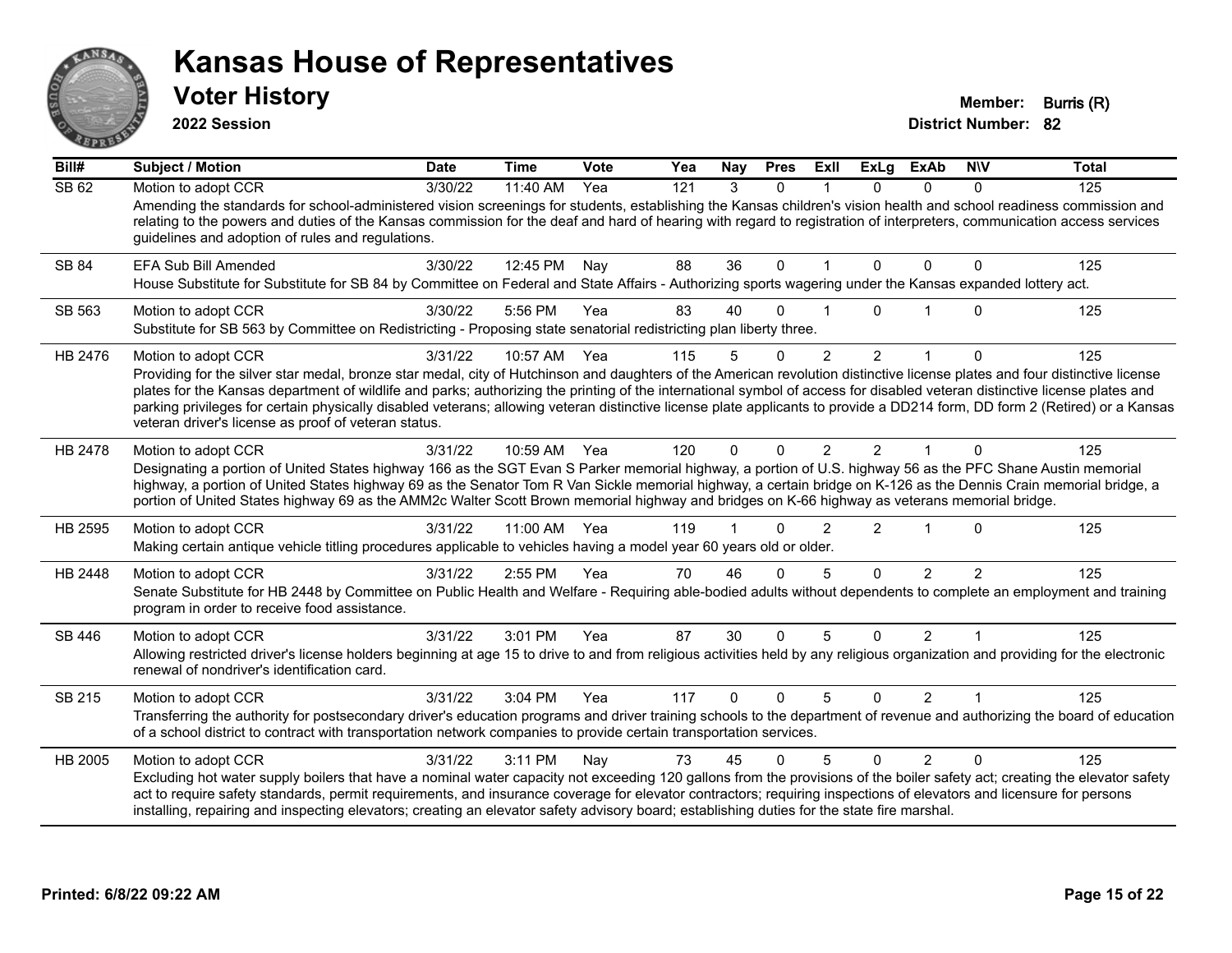# Kansas House of Representatives

## Voter History

**2022 Session**

**Member:** Burris (R)
**District Number:** 82

| Bill# | Subject / Motion | Date | Time | Vote | Yea | Nay | Pres | ExII | ExLg | ExAb | N\V | Total |
|---|---|---|---|---|---|---|---|---|---|---|---|---|
| SB 62 | Motion to adopt CCR | 3/30/22 | 11:40 AM | Yea | 121 | 3 | 0 | 1 | 0 | 0 | 0 | 125 |
| | Amending the standards for school-administered vision screenings for students, establishing the Kansas children's vision health and school readiness commission and relating to the powers and duties of the Kansas commission for the deaf and hard of hearing with regard to registration of interpreters, communication access services guidelines and adoption of rules and regulations. | | | | | | | | | | | |
| SB 84 | EFA Sub Bill Amended | 3/30/22 | 12:45 PM | Nay | 88 | 36 | 0 | 1 | 0 | 0 | 0 | 125 |
| | House Substitute for Substitute for SB 84 by Committee on Federal and State Affairs - Authorizing sports wagering under the Kansas expanded lottery act. | | | | | | | | | | | |
| SB 563 | Motion to adopt CCR | 3/30/22 | 5:56 PM | Yea | 83 | 40 | 0 | 1 | 0 | 1 | 0 | 125 |
| | Substitute for SB 563 by Committee on Redistricting - Proposing state senatorial redistricting plan liberty three. | | | | | | | | | | | |
| HB 2476 | Motion to adopt CCR | 3/31/22 | 10:57 AM | Yea | 115 | 5 | 0 | 2 | 2 | 1 | 0 | 125 |
| | Providing for the silver star medal, bronze star medal, city of Hutchinson and daughters of the American revolution distinctive license plates and four distinctive license plates for the Kansas department of wildlife and parks; authorizing the printing of the international symbol of access for disabled veteran distinctive license plates and parking privileges for certain physically disabled veterans; allowing veteran distinctive license plate applicants to provide a DD214 form, DD form 2 (Retired) or a Kansas veteran driver's license as proof of veteran status. | | | | | | | | | | | |
| HB 2478 | Motion to adopt CCR | 3/31/22 | 10:59 AM | Yea | 120 | 0 | 0 | 2 | 2 | 1 | 0 | 125 |
| | Designating a portion of United States highway 166 as the SGT Evan S Parker memorial highway, a portion of U.S. highway 56 as the PFC Shane Austin memorial highway, a portion of United States highway 69 as the Senator Tom R Van Sickle memorial highway, a certain bridge on K-126 as the Dennis Crain memorial bridge, a portion of United States highway 69 as the AMM2c Walter Scott Brown memorial highway and bridges on K-66 highway as veterans memorial bridge. | | | | | | | | | | | |
| HB 2595 | Motion to adopt CCR | 3/31/22 | 11:00 AM | Yea | 119 | 1 | 0 | 2 | 2 | 1 | 0 | 125 |
| | Making certain antique vehicle titling procedures applicable to vehicles having a model year 60 years old or older. | | | | | | | | | | | |
| HB 2448 | Motion to adopt CCR | 3/31/22 | 2:55 PM | Yea | 70 | 46 | 0 | 5 | 0 | 2 | 2 | 125 |
| | Senate Substitute for HB 2448 by Committee on Public Health and Welfare - Requiring able-bodied adults without dependents to complete an employment and training program in order to receive food assistance. | | | | | | | | | | | |
| SB 446 | Motion to adopt CCR | 3/31/22 | 3:01 PM | Yea | 87 | 30 | 0 | 5 | 0 | 2 | 1 | 125 |
| | Allowing restricted driver's license holders beginning at age 15 to drive to and from religious activities held by any religious organization and providing for the electronic renewal of nondriver's identification card. | | | | | | | | | | | |
| SB 215 | Motion to adopt CCR | 3/31/22 | 3:04 PM | Yea | 117 | 0 | 0 | 5 | 0 | 2 | 1 | 125 |
| | Transferring the authority for postsecondary driver's education programs and driver training schools to the department of revenue and authorizing the board of education of a school district to contract with transportation network companies to provide certain transportation services. | | | | | | | | | | | |
| HB 2005 | Motion to adopt CCR | 3/31/22 | 3:11 PM | Nay | 73 | 45 | 0 | 5 | 0 | 2 | 0 | 125 |
| | Excluding hot water supply boilers that have a nominal water capacity not exceeding 120 gallons from the provisions of the boiler safety act; creating the elevator safety act to require safety standards, permit requirements, and insurance coverage for elevator contractors; requiring inspections of elevators and licensure for persons installing, repairing and inspecting elevators; creating an elevator safety advisory board; establishing duties for the state fire marshal. | | | | | | | | | | | |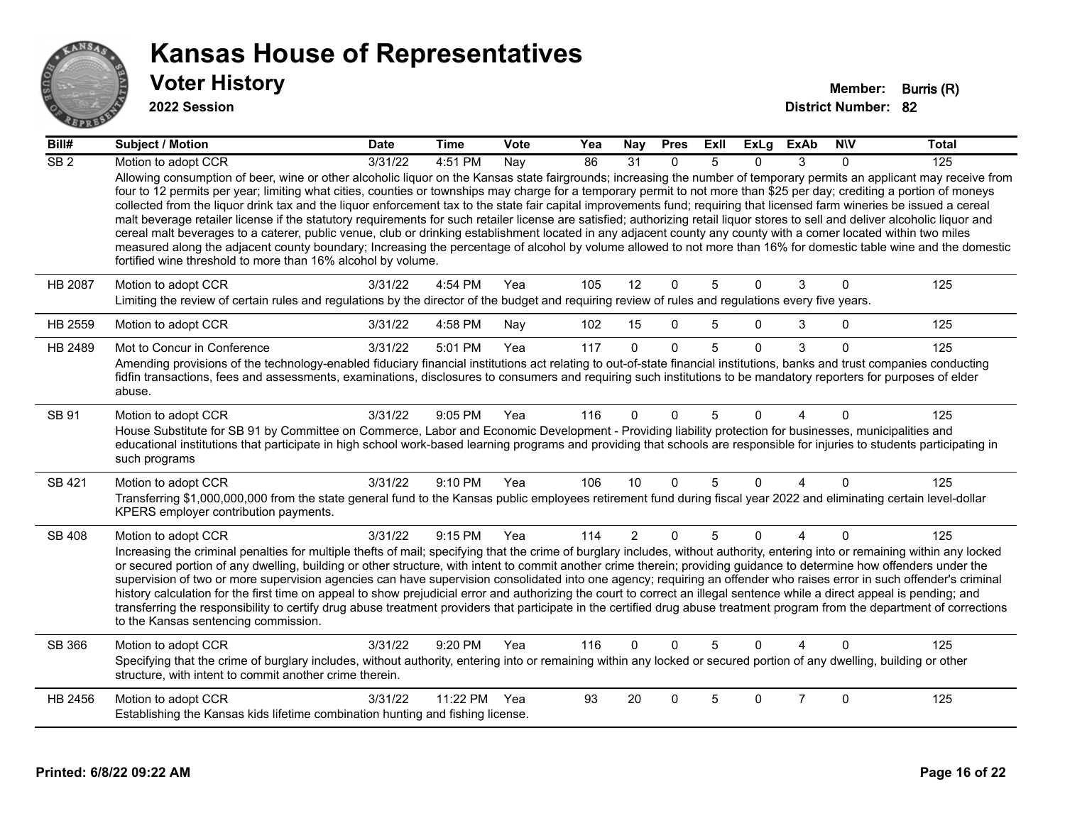# Kansas House of Representatives

## Voter History

**2022 Session**

**Member:** Burris (R)
**District Number:** 82

| Bill# | Subject / Motion | Date | Time | Vote | Yea | Nay | Pres | ExII | ExLg | ExAb | N\V | Total |
|---|---|---|---|---|---|---|---|---|---|---|---|---|
| SB 2 | Motion to adopt CCR | 3/31/22 | 4:51 PM | Nay | 86 | 31 | 0 | 5 | 0 | 3 | 0 | 125 |
| | Allowing consumption of beer, wine or other alcoholic liquor on the Kansas state fairgrounds; increasing the number of temporary permits an applicant may receive from four to 12 permits per year; limiting what cities, counties or townships may charge for a temporary permit to not more than $25 per day; crediting a portion of moneys collected from the liquor drink tax and the liquor enforcement tax to the state fair capital improvements fund; requiring that licensed farm wineries be issued a cereal malt beverage retailer license if the statutory requirements for such retailer license are satisfied; authorizing retail liquor stores to sell and deliver alcoholic liquor and cereal malt beverages to a caterer, public venue, club or drinking establishment located in any adjacent county any county with a comer located within two miles measured along the adjacent county boundary; Increasing the percentage of alcohol by volume allowed to not more than 16% for domestic table wine and the domestic fortified wine threshold to more than 16% alcohol by volume. | | | | | | | | | | | |
| HB 2087 | Motion to adopt CCR | 3/31/22 | 4:54 PM | Yea | 105 | 12 | 0 | 5 | 0 | 3 | 0 | 125 |
| | Limiting the review of certain rules and regulations by the director of the budget and requiring review of rules and regulations every five years. | | | | | | | | | | | |
| HB 2559 | Motion to adopt CCR | 3/31/22 | 4:58 PM | Nay | 102 | 15 | 0 | 5 | 0 | 3 | 0 | 125 |
| HB 2489 | Mot to Concur in Conference | 3/31/22 | 5:01 PM | Yea | 117 | 0 | 0 | 5 | 0 | 3 | 0 | 125 |
| | Amending provisions of the technology-enabled fiduciary financial institutions act relating to out-of-state financial institutions, banks and trust companies conducting fidfin transactions, fees and assessments, examinations, disclosures to consumers and requiring such institutions to be mandatory reporters for purposes of elder abuse. | | | | | | | | | | | |
| SB 91 | Motion to adopt CCR | 3/31/22 | 9:05 PM | Yea | 116 | 0 | 0 | 5 | 0 | 4 | 0 | 125 |
| | House Substitute for SB 91 by Committee on Commerce, Labor and Economic Development - Providing liability protection for businesses, municipalities and educational institutions that participate in high school work-based learning programs and providing that schools are responsible for injuries to students participating in such programs | | | | | | | | | | | |
| SB 421 | Motion to adopt CCR | 3/31/22 | 9:10 PM | Yea | 106 | 10 | 0 | 5 | 0 | 4 | 0 | 125 |
| | Transferring $1,000,000,000 from the state general fund to the Kansas public employees retirement fund during fiscal year 2022 and eliminating certain level-dollar KPERS employer contribution payments. | | | | | | | | | | | |
| SB 408 | Motion to adopt CCR | 3/31/22 | 9:15 PM | Yea | 114 | 2 | 0 | 5 | 0 | 4 | 0 | 125 |
| | Increasing the criminal penalties for multiple thefts of mail; specifying that the crime of burglary includes, without authority, entering into or remaining within any locked or secured portion of any dwelling, building or other structure, with intent to commit another crime therein; providing guidance to determine how offenders under the supervision of two or more supervision agencies can have supervision consolidated into one agency; requiring an offender who raises error in such offender's criminal history calculation for the first time on appeal to show prejudicial error and authorizing the court to correct an illegal sentence while a direct appeal is pending; and transferring the responsibility to certify drug abuse treatment providers that participate in the certified drug abuse treatment program from the department of corrections to the Kansas sentencing commission. | | | | | | | | | | | |
| SB 366 | Motion to adopt CCR | 3/31/22 | 9:20 PM | Yea | 116 | 0 | 0 | 5 | 0 | 4 | 0 | 125 |
| | Specifying that the crime of burglary includes, without authority, entering into or remaining within any locked or secured portion of any dwelling, building or other structure, with intent to commit another crime therein. | | | | | | | | | | | |
| HB 2456 | Motion to adopt CCR | 3/31/22 | 11:22 PM | Yea | 93 | 20 | 0 | 5 | 0 | 7 | 0 | 125 |
| | Establishing the Kansas kids lifetime combination hunting and fishing license. | | | | | | | | | | | |

Printed: 6/8/22 09:22 AM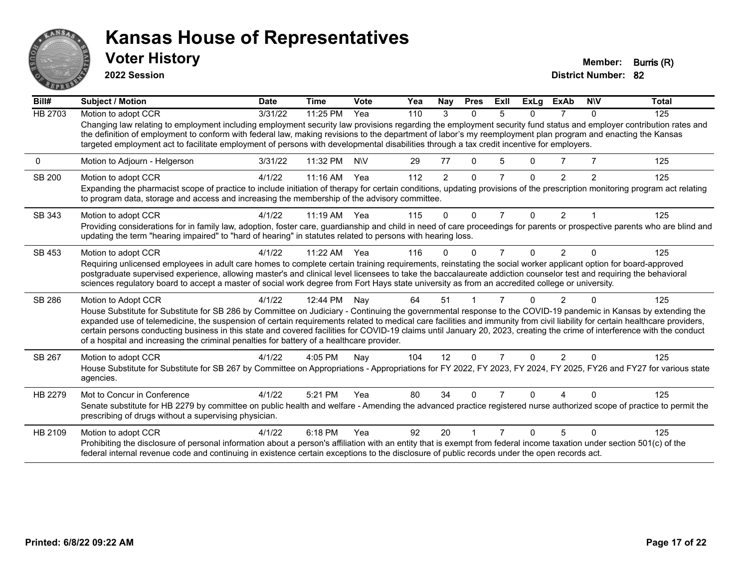# Kansas House of Representatives

## Voter History

**2022 Session**

**Member:** Burris (R)
**District Number:** 82

| Bill# | Subject / Motion | Date | Time | Vote | Yea | Nay | Pres | ExII | ExLg | ExAb | N\V | Total |
|---|---|---|---|---|---|---|---|---|---|---|---|---|
| HB 2703 | Motion to adopt CCR | 3/31/22 | 11:25 PM | Yea | 110 | 3 | 0 | 5 | 0 | 7 | 0 | 125 |
| | Changing law relating to employment including employment security law provisions regarding the employment security fund status and employer contribution rates and the definition of employment to conform with federal law, making revisions to the department of labor's my reemployment plan program and enacting the Kansas targeted employment act to facilitate employment of persons with developmental disabilities through a tax credit incentive for employers. | | | | | | | | | | | |
| 0 | Motion to Adjourn - Helgerson | 3/31/22 | 11:32 PM | N\V | 29 | 77 | 0 | 5 | 0 | 7 | 7 | 125 |
| SB 200 | Motion to adopt CCR | 4/1/22 | 11:16 AM | Yea | 112 | 2 | 0 | 7 | 0 | 2 | 2 | 125 |
| | Expanding the pharmacist scope of practice to include initiation of therapy for certain conditions, updating provisions of the prescription monitoring program act relating to program data, storage and access and increasing the membership of the advisory committee. | | | | | | | | | | | |
| SB 343 | Motion to adopt CCR | 4/1/22 | 11:19 AM | Yea | 115 | 0 | 0 | 7 | 0 | 2 | 1 | 125 |
| | Providing considerations for in family law, adoption, foster care, guardianship and child in need of care proceedings for parents or prospective parents who are blind and updating the term "hearing impaired" to "hard of hearing" in statutes related to persons with hearing loss. | | | | | | | | | | | |
| SB 453 | Motion to adopt CCR | 4/1/22 | 11:22 AM | Yea | 116 | 0 | 0 | 7 | 0 | 2 | 0 | 125 |
| | Requiring unlicensed employees in adult care homes to complete certain training requirements, reinstating the social worker applicant option for board-approved postgraduate supervised experience, allowing master's and clinical level licensees to take the baccalaureate addiction counselor test and requiring the behavioral sciences regulatory board to accept a master of social work degree from Fort Hays state university as from an accredited college or university. | | | | | | | | | | | |
| SB 286 | Motion to Adopt CCR | 4/1/22 | 12:44 PM | Nay | 64 | 51 | 1 | 7 | 0 | 2 | 0 | 125 |
| | House Substitute for Substitute for SB 286 by Committee on Judiciary - Continuing the governmental response to the COVID-19 pandemic in Kansas by extending the expanded use of telemedicine, the suspension of certain requirements related to medical care facilities and immunity from civil liability for certain healthcare providers, certain persons conducting business in this state and covered facilities for COVID-19 claims until January 20, 2023, creating the crime of interference with the conduct of a hospital and increasing the criminal penalties for battery of a healthcare provider. | | | | | | | | | | | |
| SB 267 | Motion to adopt CCR | 4/1/22 | 4:05 PM | Nay | 104 | 12 | 0 | 7 | 0 | 2 | 0 | 125 |
| | House Substitute for Substitute for SB 267 by Committee on Appropriations - Appropriations for FY 2022, FY 2023, FY 2024, FY 2025, FY26 and FY27 for various state agencies. | | | | | | | | | | | |
| HB 2279 | Mot to Concur in Conference | 4/1/22 | 5:21 PM | Yea | 80 | 34 | 0 | 7 | 0 | 4 | 0 | 125 |
| | Senate substitute for HB 2279 by committee on public health and welfare - Amending the advanced practice registered nurse authorized scope of practice to permit the prescribing of drugs without a supervising physician. | | | | | | | | | | | |
| HB 2109 | Motion to adopt CCR | 4/1/22 | 6:18 PM | Yea | 92 | 20 | 1 | 7 | 0 | 5 | 0 | 125 |
| | Prohibiting the disclosure of personal information about a person's affiliation with an entity that is exempt from federal income taxation under section 501(c) of the federal internal revenue code and continuing in existence certain exceptions to the disclosure of public records under the open records act. | | | | | | | | | | | |

Printed: 6/8/22 09:22 AM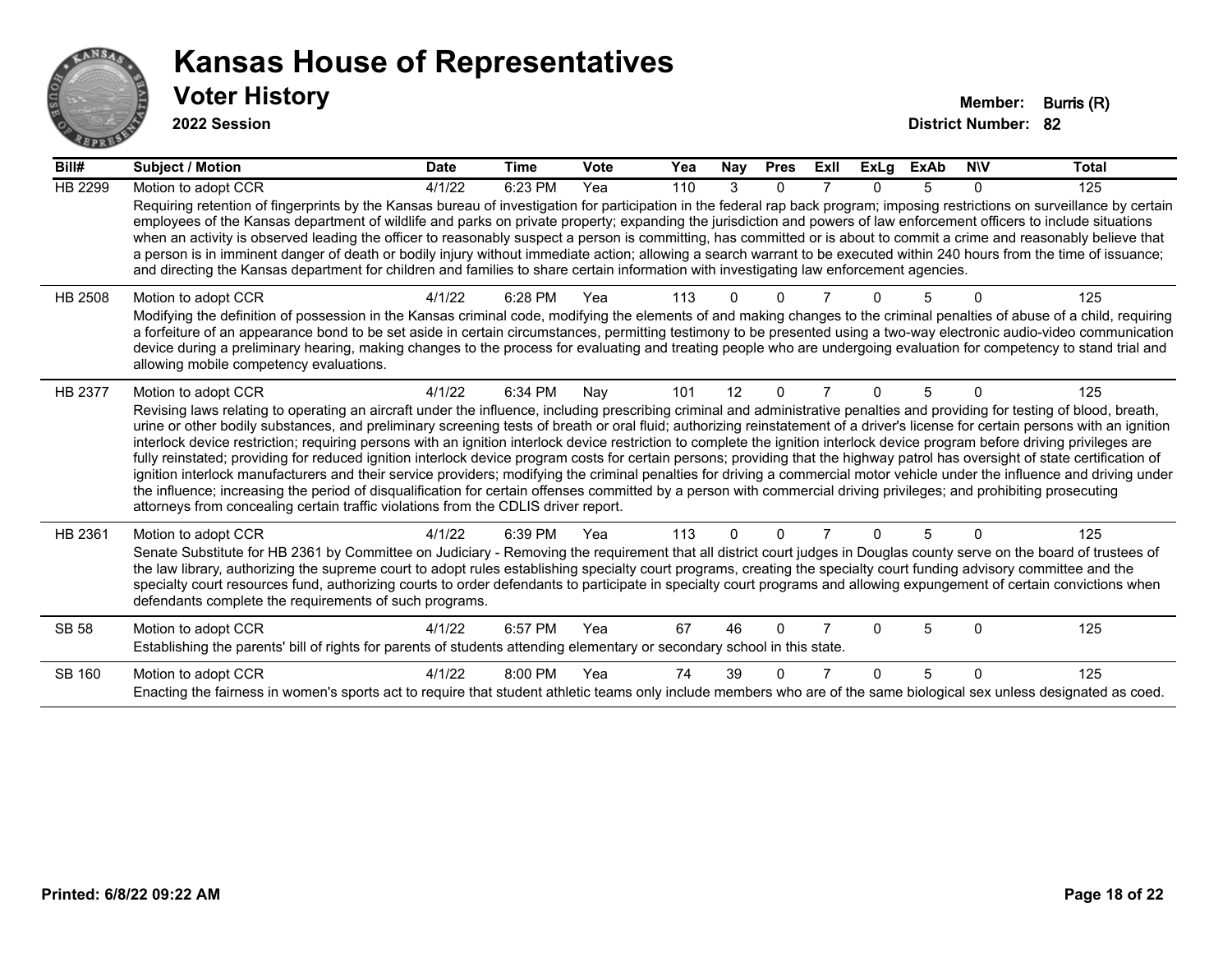# Kansas House of Representatives

## Voter History

**2022 Session**

**Member:** Burris (R)
**District Number:** 82

| Bill# | Subject / Motion | Date | Time | Vote | Yea | Nay | Pres | ExII | ExLg | ExAb | N\V | Total |
|---|---|---|---|---|---|---|---|---|---|---|---|---|
| HB 2299 | Motion to adopt CCR | 4/1/22 | 6:23 PM | Yea | 110 | 3 | 0 | 7 | 0 | 5 | 0 | 125 |
| | Requiring retention of fingerprints by the Kansas bureau of investigation for participation in the federal rap back program; imposing restrictions on surveillance by certain employees of the Kansas department of wildlife and parks on private property; expanding the jurisdiction and powers of law enforcement officers to include situations when an activity is observed leading the officer to reasonably suspect a person is committing, has committed or is about to commit a crime and reasonably believe that a person is in imminent danger of death or bodily injury without immediate action; allowing a search warrant to be executed within 240 hours from the time of issuance; and directing the Kansas department for children and families to share certain information with investigating law enforcement agencies. | | | | | | | | | | | |
| HB 2508 | Motion to adopt CCR | 4/1/22 | 6:28 PM | Yea | 113 | 0 | 0 | 7 | 0 | 5 | 0 | 125 |
| | Modifying the definition of possession in the Kansas criminal code, modifying the elements of and making changes to the criminal penalties of abuse of a child, requiring a forfeiture of an appearance bond to be set aside in certain circumstances, permitting testimony to be presented using a two-way electronic audio-video communication device during a preliminary hearing, making changes to the process for evaluating and treating people who are undergoing evaluation for competency to stand trial and allowing mobile competency evaluations. | | | | | | | | | | | |
| HB 2377 | Motion to adopt CCR | 4/1/22 | 6:34 PM | Nay | 101 | 12 | 0 | 7 | 0 | 5 | 0 | 125 |
| | Revising laws relating to operating an aircraft under the influence, including prescribing criminal and administrative penalties and providing for testing of blood, breath, urine or other bodily substances, and preliminary screening tests of breath or oral fluid; authorizing reinstatement of a driver's license for certain persons with an ignition interlock device restriction; requiring persons with an ignition interlock device restriction to complete the ignition interlock device program before driving privileges are fully reinstated; providing for reduced ignition interlock device program costs for certain persons; providing that the highway patrol has oversight of state certification of ignition interlock manufacturers and their service providers; modifying the criminal penalties for driving a commercial motor vehicle under the influence and driving under the influence; increasing the period of disqualification for certain offenses committed by a person with commercial driving privileges; and prohibiting prosecuting attorneys from concealing certain traffic violations from the CDLIS driver report. | | | | | | | | | | | |
| HB 2361 | Motion to adopt CCR | 4/1/22 | 6:39 PM | Yea | 113 | 0 | 0 | 7 | 0 | 5 | 0 | 125 |
| | Senate Substitute for HB 2361 by Committee on Judiciary - Removing the requirement that all district court judges in Douglas county serve on the board of trustees of the law library, authorizing the supreme court to adopt rules establishing specialty court programs, creating the specialty court funding advisory committee and the specialty court resources fund, authorizing courts to order defendants to participate in specialty court programs and allowing expungement of certain convictions when defendants complete the requirements of such programs. | | | | | | | | | | | |
| SB 58 | Motion to adopt CCR | 4/1/22 | 6:57 PM | Yea | 67 | 46 | 0 | 7 | 0 | 5 | 0 | 125 |
| | Establishing the parents' bill of rights for parents of students attending elementary or secondary school in this state. | | | | | | | | | | | |
| SB 160 | Motion to adopt CCR | 4/1/22 | 8:00 PM | Yea | 74 | 39 | 0 | 7 | 0 | 5 | 0 | 125 |
| | Enacting the fairness in women's sports act to require that student athletic teams only include members who are of the same biological sex unless designated as coed. | | | | | | | | | | | |

**Printed: 6/8/22 09:22 AM**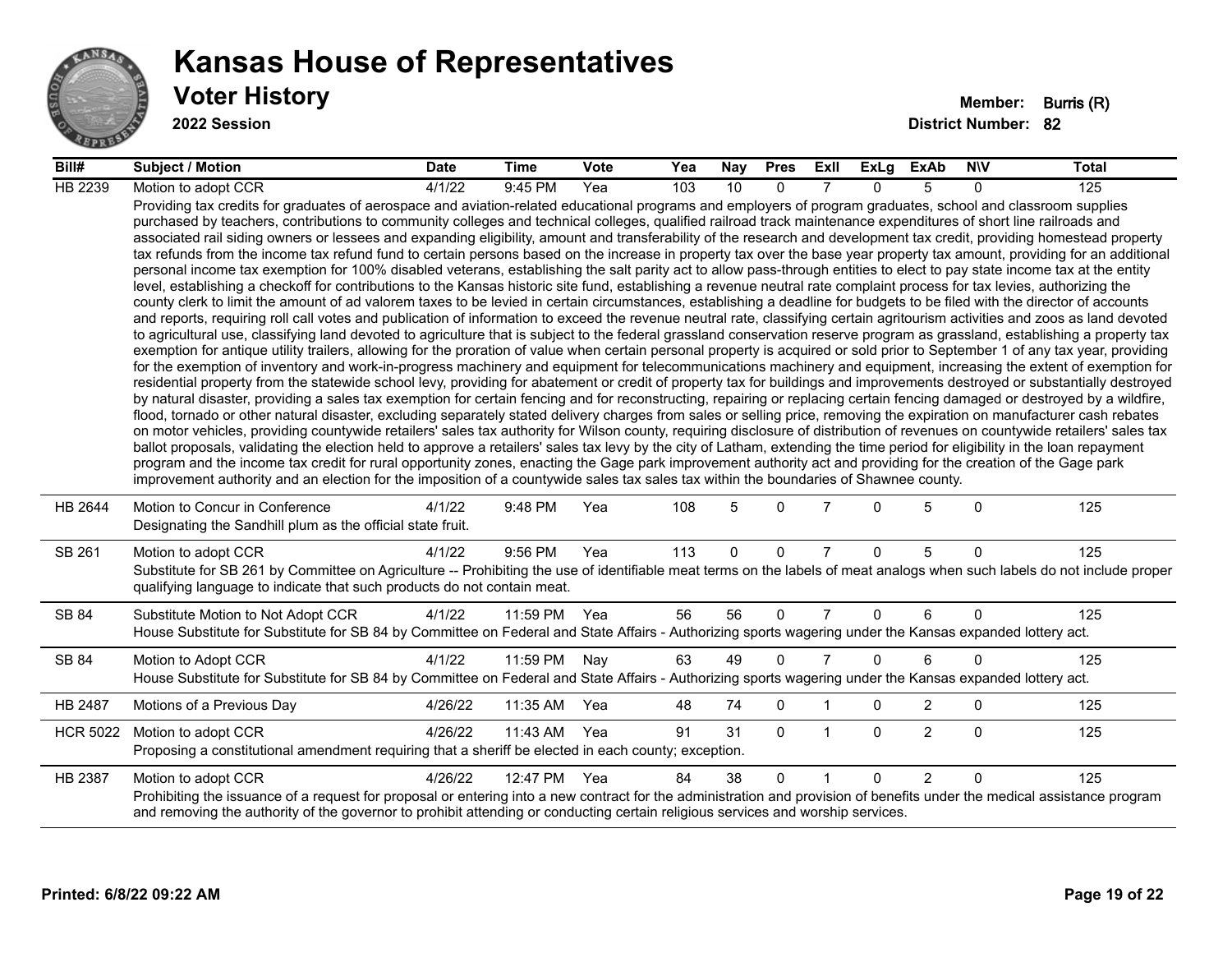# Kansas House of Representatives

## Voter History

**2022 Session**

**Member:** Burris (R)
**District Number:** 82

| Bill# | Subject / Motion | Date | Time | Vote | Yea | Nay | Pres | ExIl | ExLg | ExAb | N\V | Total |
|---|---|---|---|---|---|---|---|---|---|---|---|---|
| HB 2239 | Motion to adopt CCR | 4/1/22 | 9:45 PM | Yea | 103 | 10 | 0 | 7 | 0 | 5 | 0 | 125 |
| | Providing tax credits for graduates of aerospace and aviation-related educational programs and employers of program graduates, school and classroom supplies purchased by teachers, contributions to community colleges and technical colleges, qualified railroad track maintenance expenditures of short line railroads and associated rail siding owners or lessees and expanding eligibility, amount and transferability of the research and development tax credit, providing homestead property tax refunds from the income tax refund fund to certain persons based on the increase in property tax over the base year property tax amount, providing for an additional personal income tax exemption for 100% disabled veterans, establishing the salt parity act to allow pass-through entities to elect to pay state income tax at the entity level, establishing a checkoff for contributions to the Kansas historic site fund, establishing a revenue neutral rate complaint process for tax levies, authorizing the county clerk to limit the amount of ad valorem taxes to be levied in certain circumstances, establishing a deadline for budgets to be filed with the director of accounts and reports, requiring roll call votes and publication of information to exceed the revenue neutral rate, classifying certain agritourism activities and zoos as land devoted to agricultural use, classifying land devoted to agriculture that is subject to the federal grassland conservation reserve program as grassland, establishing a property tax exemption for antique utility trailers, allowing for the proration of value when certain personal property is acquired or sold prior to September 1 of any tax year, providing for the exemption of inventory and work-in-progress machinery and equipment for telecommunications machinery and equipment, increasing the extent of exemption for residential property from the statewide school levy, providing for abatement or credit of property tax for buildings and improvements destroyed or substantially destroyed by natural disaster, providing a sales tax exemption for certain fencing and for reconstructing, repairing or replacing certain fencing damaged or destroyed by a wildfire, flood, tornado or other natural disaster, excluding separately stated delivery charges from sales or selling price, removing the expiration on manufacturer cash rebates on motor vehicles, providing countywide retailers' sales tax authority for Wilson county, requiring disclosure of distribution of revenues on countywide retailers' sales tax ballot proposals, validating the election held to approve a retailers' sales tax levy by the city of Latham, extending the time period for eligibility in the loan repayment program and the income tax credit for rural opportunity zones, enacting the Gage park improvement authority act and providing for the creation of the Gage park improvement authority and an election for the imposition of a countywide sales tax sales tax within the boundaries of Shawnee county. | | | | | | | | | | | |
| HB 2644 | Motion to Concur in Conference | 4/1/22 | 9:48 PM | Yea | 108 | 5 | 0 | 7 | 0 | 5 | 0 | 125 |
| | Designating the Sandhill plum as the official state fruit. | | | | | | | | | | | |
| SB 261 | Motion to adopt CCR | 4/1/22 | 9:56 PM | Yea | 113 | 0 | 0 | 7 | 0 | 5 | 0 | 125 |
| | Substitute for SB 261 by Committee on Agriculture -- Prohibiting the use of identifiable meat terms on the labels of meat analogs when such labels do not include proper qualifying language to indicate that such products do not contain meat. | | | | | | | | | | | |
| SB 84 | Substitute Motion to Not Adopt CCR | 4/1/22 | 11:59 PM | Yea | 56 | 56 | 0 | 7 | 0 | 6 | 0 | 125 |
| | House Substitute for Substitute for SB 84 by Committee on Federal and State Affairs - Authorizing sports wagering under the Kansas expanded lottery act. | | | | | | | | | | | |
| SB 84 | Motion to Adopt CCR | 4/1/22 | 11:59 PM | Nay | 63 | 49 | 0 | 7 | 0 | 6 | 0 | 125 |
| | House Substitute for Substitute for SB 84 by Committee on Federal and State Affairs - Authorizing sports wagering under the Kansas expanded lottery act. | | | | | | | | | | | |
| HB 2487 | Motions of a Previous Day | 4/26/22 | 11:35 AM | Yea | 48 | 74 | 0 | 1 | 0 | 2 | 0 | 125 |
| HCR 5022 | Motion to adopt CCR | 4/26/22 | 11:43 AM | Yea | 91 | 31 | 0 | 1 | 0 | 2 | 0 | 125 |
| | Proposing a constitutional amendment requiring that a sheriff be elected in each county; exception. | | | | | | | | | | | |
| HB 2387 | Motion to adopt CCR | 4/26/22 | 12:47 PM | Yea | 84 | 38 | 0 | 1 | 0 | 2 | 0 | 125 |
| | Prohibiting the issuance of a request for proposal or entering into a new contract for the administration and provision of benefits under the medical assistance program and removing the authority of the governor to prohibit attending or conducting certain religious services and worship services. | | | | | | | | | | | |

Printed: 6/8/22 09:22 AM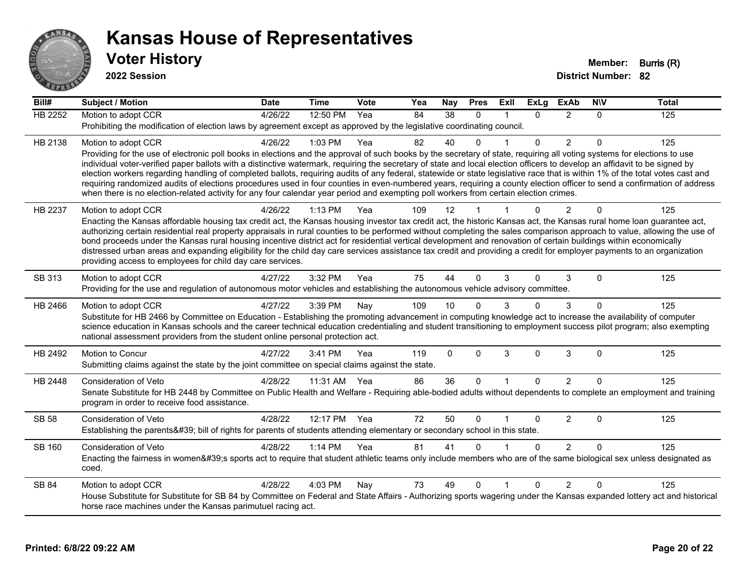# Kansas House of Representatives

## Voter History

**2022 Session**

**Member:** Burris (R)
**District Number:** 82

| Bill# | Subject / Motion | Date | Time | Vote | Yea | Nay | Pres | ExII | ExLg | ExAb | N\V | Total |
|---|---|---|---|---|---|---|---|---|---|---|---|---|
| HB 2252 | Motion to adopt CCR | 4/26/22 | 12:50 PM | Yea | 84 | 38 | 0 | 1 | 0 | 2 | 0 | 125 |
| | Prohibiting the modification of election laws by agreement except as approved by the legislative coordinating council. | | | | | | | | | | | |
| HB 2138 | Motion to adopt CCR | 4/26/22 | 1:03 PM | Yea | 82 | 40 | 0 | 1 | 0 | 2 | 0 | 125 |
| | Providing for the use of electronic poll books in elections and the approval of such books by the secretary of state, requiring all voting systems for elections to use individual voter-verified paper ballots with a distinctive watermark, requiring the secretary of state and local election officers to develop an affidavit to be signed by election workers regarding handling of completed ballots, requiring audits of any federal, statewide or state legislative race that is within 1% of the total votes cast and requiring randomized audits of elections procedures used in four counties in even-numbered years, requiring a county election officer to send a confirmation of address when there is no election-related activity for any four calendar year period and exempting poll workers from certain election crimes. | | | | | | | | | | | |
| HB 2237 | Motion to adopt CCR | 4/26/22 | 1:13 PM | Yea | 109 | 12 | 1 | 1 | 0 | 2 | 0 | 125 |
| | Enacting the Kansas affordable housing tax credit act, the Kansas housing investor tax credit act, the historic Kansas act, the Kansas rural home loan guarantee act, authorizing certain residential real property appraisals in rural counties to be performed without completing the sales comparison approach to value, allowing the use of bond proceeds under the Kansas rural housing incentive district act for residential vertical development and renovation of certain buildings within economically distressed urban areas and expanding eligibility for the child day care services assistance tax credit and providing a credit for employer payments to an organization providing access to employees for child day care services. | | | | | | | | | | | |
| SB 313 | Motion to adopt CCR | 4/27/22 | 3:32 PM | Yea | 75 | 44 | 0 | 3 | 0 | 3 | 0 | 125 |
| | Providing for the use and regulation of autonomous motor vehicles and establishing the autonomous vehicle advisory committee. | | | | | | | | | | | |
| HB 2466 | Motion to adopt CCR | 4/27/22 | 3:39 PM | Nay | 109 | 10 | 0 | 3 | 0 | 3 | 0 | 125 |
| | Substitute for HB 2466 by Committee on Education - Establishing the promoting advancement in computing knowledge act to increase the availability of computer science education in Kansas schools and the career technical education credentialing and student transitioning to employment success pilot program; also exempting national assessment providers from the student online personal protection act. | | | | | | | | | | | |
| HB 2492 | Motion to Concur | 4/27/22 | 3:41 PM | Yea | 119 | 0 | 0 | 3 | 0 | 3 | 0 | 125 |
| | Submitting claims against the state by the joint committee on special claims against the state. | | | | | | | | | | | |
| HB 2448 | Consideration of Veto | 4/28/22 | 11:31 AM | Yea | 86 | 36 | 0 | 1 | 0 | 2 | 0 | 125 |
| | Senate Substitute for HB 2448 by Committee on Public Health and Welfare - Requiring able-bodied adults without dependents to complete an employment and training program in order to receive food assistance. | | | | | | | | | | | |
| SB 58 | Consideration of Veto | 4/28/22 | 12:17 PM | Yea | 72 | 50 | 0 | 1 | 0 | 2 | 0 | 125 |
| | Establishing the parents&#39; bill of rights for parents of students attending elementary or secondary school in this state. | | | | | | | | | | | |
| SB 160 | Consideration of Veto | 4/28/22 | 1:14 PM | Yea | 81 | 41 | 0 | 1 | 0 | 2 | 0 | 125 |
| | Enacting the fairness in women&#39;s sports act to require that student athletic teams only include members who are of the same biological sex unless designated as coed. | | | | | | | | | | | |
| SB 84 | Motion to adopt CCR | 4/28/22 | 4:03 PM | Nay | 73 | 49 | 0 | 1 | 0 | 2 | 0 | 125 |
| | House Substitute for Substitute for SB 84 by Committee on Federal and State Affairs - Authorizing sports wagering under the Kansas expanded lottery act and historical horse race machines under the Kansas parimutuel racing act. | | | | | | | | | | | |

Printed: 6/8/22 09:22 AM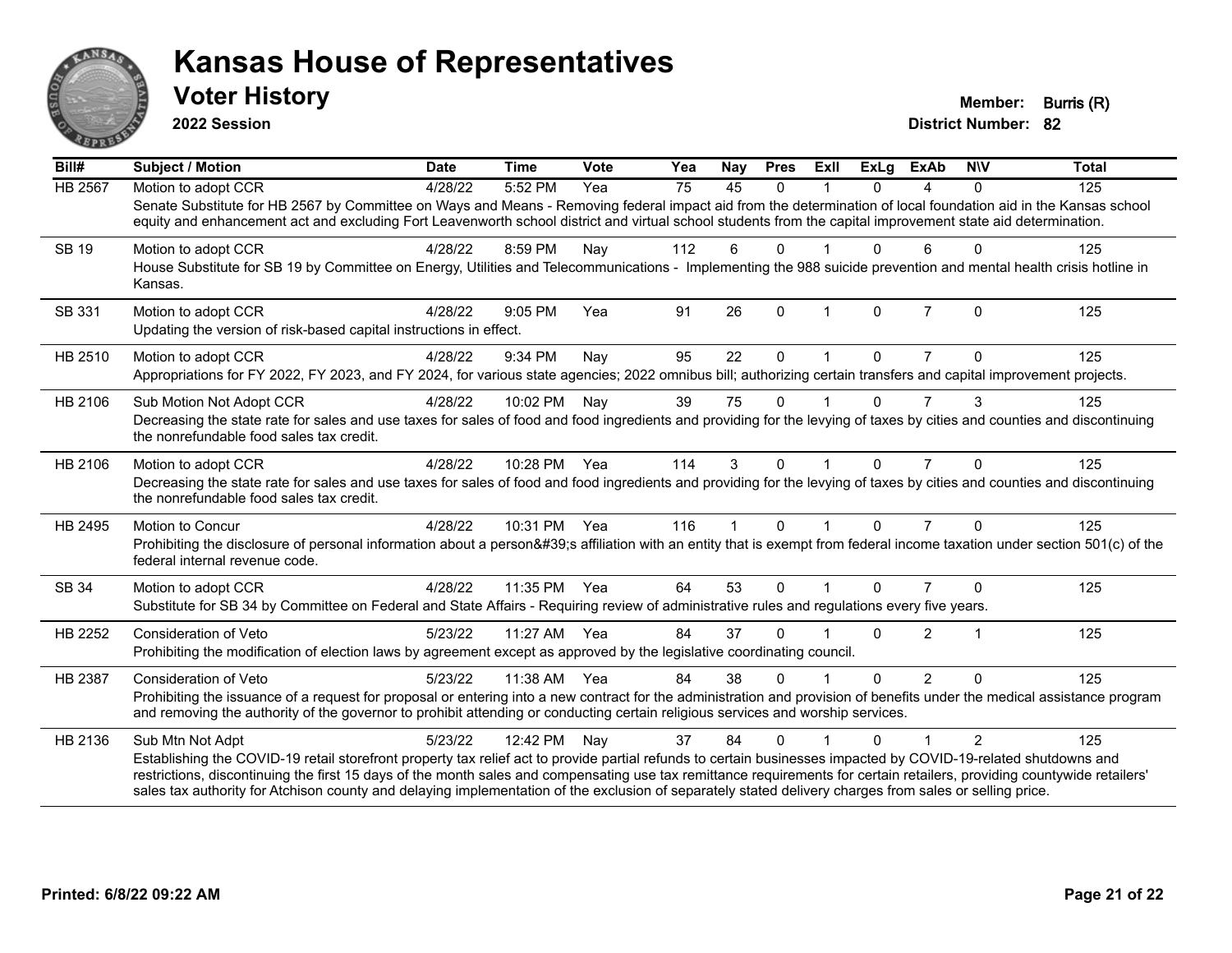# Kansas House of Representatives

## Voter History

**2022 Session**

**Member:** Burris (R)

**District Number:** 82

| Bill# | Subject / Motion | Date | Time | Vote | Yea | Nay | Pres | ExII | ExLg | ExAb | N\V | Total |
|---|---|---|---|---|---|---|---|---|---|---|---|---|
| HB 2567 | Motion to adopt CCR | 4/28/22 | 5:52 PM | Yea | 75 | 45 | 0 | 1 | 0 | 4 | 0 | 125 |
| | Senate Substitute for HB 2567 by Committee on Ways and Means - Removing federal impact aid from the determination of local foundation aid in the Kansas school equity and enhancement act and excluding Fort Leavenworth school district and virtual school students from the capital improvement state aid determination. | | | | | | | | | | | |
| SB 19 | Motion to adopt CCR | 4/28/22 | 8:59 PM | Nay | 112 | 6 | 0 | 1 | 0 | 6 | 0 | 125 |
| | House Substitute for SB 19 by Committee on Energy, Utilities and Telecommunications - Implementing the 988 suicide prevention and mental health crisis hotline in Kansas. | | | | | | | | | | | |
| SB 331 | Motion to adopt CCR | 4/28/22 | 9:05 PM | Yea | 91 | 26 | 0 | 1 | 0 | 7 | 0 | 125 |
| | Updating the version of risk-based capital instructions in effect. | | | | | | | | | | | |
| HB 2510 | Motion to adopt CCR | 4/28/22 | 9:34 PM | Nay | 95 | 22 | 0 | 1 | 0 | 7 | 0 | 125 |
| | Appropriations for FY 2022, FY 2023, and FY 2024, for various state agencies; 2022 omnibus bill; authorizing certain transfers and capital improvement projects. | | | | | | | | | | | |
| HB 2106 | Sub Motion Not Adopt CCR | 4/28/22 | 10:02 PM | Nay | 39 | 75 | 0 | 1 | 0 | 7 | 3 | 125 |
| | Decreasing the state rate for sales and use taxes for sales of food and food ingredients and providing for the levying of taxes by cities and counties and discontinuing the nonrefundable food sales tax credit. | | | | | | | | | | | |
| HB 2106 | Motion to adopt CCR | 4/28/22 | 10:28 PM | Yea | 114 | 3 | 0 | 1 | 0 | 7 | 0 | 125 |
| | Decreasing the state rate for sales and use taxes for sales of food and food ingredients and providing for the levying of taxes by cities and counties and discontinuing the nonrefundable food sales tax credit. | | | | | | | | | | | |
| HB 2495 | Motion to Concur | 4/28/22 | 10:31 PM | Yea | 116 | 1 | 0 | 1 | 0 | 7 | 0 | 125 |
| | Prohibiting the disclosure of personal information about a person&#39;s affiliation with an entity that is exempt from federal income taxation under section 501(c) of the federal internal revenue code. | | | | | | | | | | | |
| SB 34 | Motion to adopt CCR | 4/28/22 | 11:35 PM | Yea | 64 | 53 | 0 | 1 | 0 | 7 | 0 | 125 |
| | Substitute for SB 34 by Committee on Federal and State Affairs - Requiring review of administrative rules and regulations every five years. | | | | | | | | | | | |
| HB 2252 | Consideration of Veto | 5/23/22 | 11:27 AM | Yea | 84 | 37 | 0 | 1 | 0 | 2 | 1 | 125 |
| | Prohibiting the modification of election laws by agreement except as approved by the legislative coordinating council. | | | | | | | | | | | |
| HB 2387 | Consideration of Veto | 5/23/22 | 11:38 AM | Yea | 84 | 38 | 0 | 1 | 0 | 2 | 0 | 125 |
| | Prohibiting the issuance of a request for proposal or entering into a new contract for the administration and provision of benefits under the medical assistance program and removing the authority of the governor to prohibit attending or conducting certain religious services and worship services. | | | | | | | | | | | |
| HB 2136 | Sub Mtn Not Adpt | 5/23/22 | 12:42 PM | Nay | 37 | 84 | 0 | 1 | 0 | 1 | 2 | 125 |
| | Establishing the COVID-19 retail storefront property tax relief act to provide partial refunds to certain businesses impacted by COVID-19-related shutdowns and restrictions, discontinuing the first 15 days of the month sales and compensating use tax remittance requirements for certain retailers, providing countywide retailers' sales tax authority for Atchison county and delaying implementation of the exclusion of separately stated delivery charges from sales or selling price. | | | | | | | | | | | |

Printed: 6/8/22 09:22 AM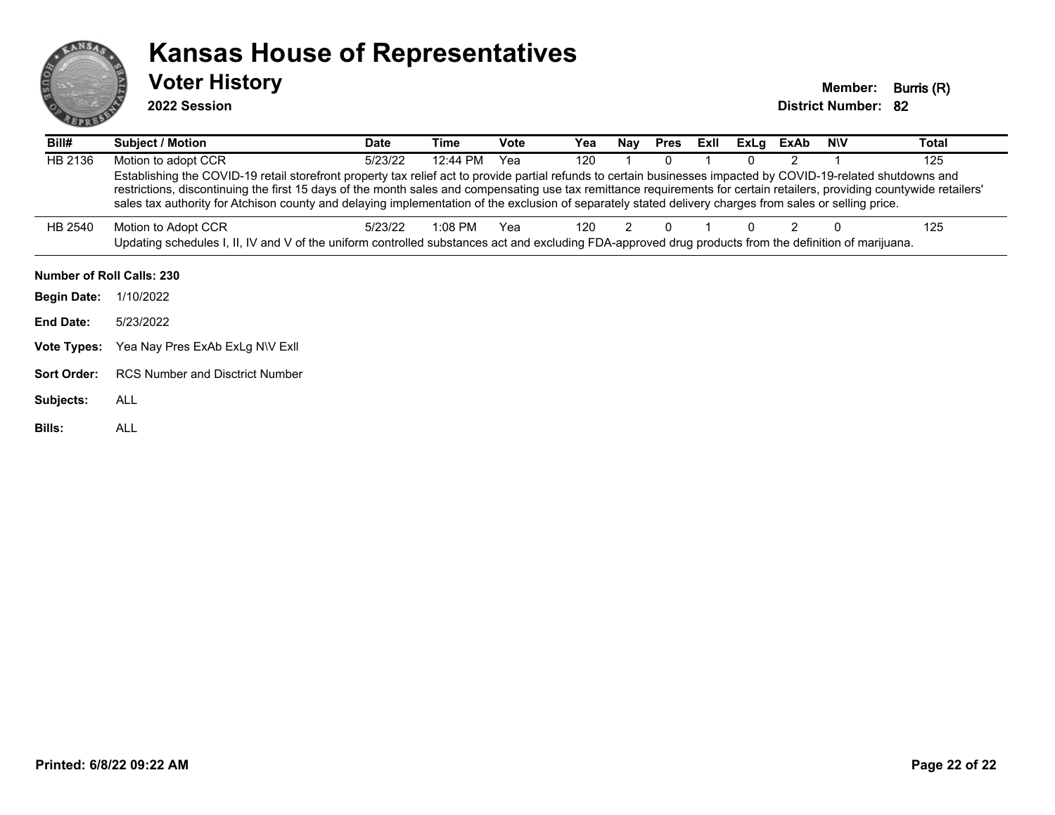# Kansas House of Representatives

## Voter History

**2022 Session**

**Member:** Burris (R)
**District Number:** 82

| Bill# | Subject / Motion | Date | Time | Vote | Yea | Nay | Pres | ExII | ExLg | ExAb | N\V | Total |
|---|---|---|---|---|---|---|---|---|---|---|---|---|
| HB 2136 | Motion to adopt CCR | 5/23/22 | 12:44 PM | Yea | 120 | 1 | 0 | 1 | 0 | 2 | 1 | 125 |
| | Establishing the COVID-19 retail storefront property tax relief act to provide partial refunds to certain businesses impacted by COVID-19-related shutdowns and restrictions, discontinuing the first 15 days of the month sales and compensating use tax remittance requirements for certain retailers, providing countywide retailers' sales tax authority for Atchison county and delaying implementation of the exclusion of separately stated delivery charges from sales or selling price. | | | | | | | | | | | |
| HB 2540 | Motion to Adopt CCR | 5/23/22 | 1:08 PM | Yea | 120 | 2 | 0 | 1 | 0 | 2 | 0 | 125 |
| | Updating schedules I, II, IV and V of the uniform controlled substances act and excluding FDA-approved drug products from the definition of marijuana. | | | | | | | | | | | |

**Number of Roll Calls: 230**

**Begin Date:** 1/10/2022

**End Date:** 5/23/2022

**Vote Types:** Yea Nay Pres ExAb ExLg N\V ExII

**Sort Order:** RCS Number and Disctrict Number

**Subjects:** ALL

**Bills:** ALL